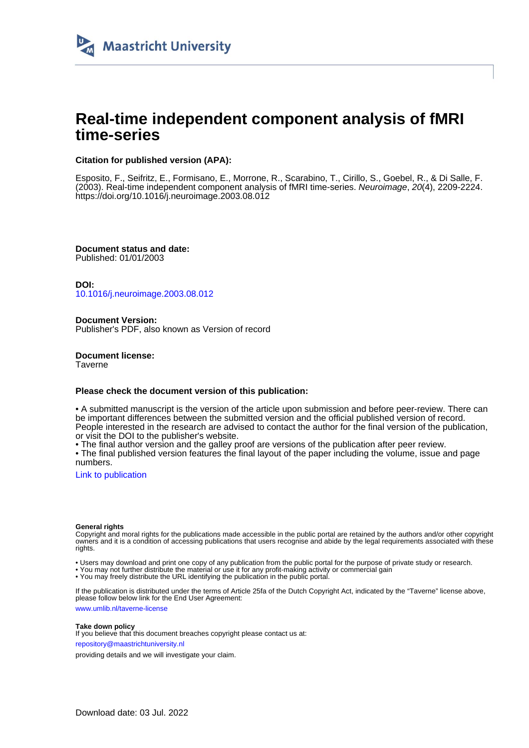Maastricht University

# Real-time independent component analysis of fMRI time-series

**Citation for published version (APA):**

Esposito, F., Seifritz, E., Formisano, E., Morrone, R., Scarabino, T., Cirillo, S., Goebel, R., & Di Salle, F. (2003). Real-time independent component analysis of fMRI time-series. *Neuroimage*, *20*(4), 2209-2224. https://doi.org/10.1016/j.neuroimage.2003.08.012

**Document status and date:**
Published: 01/01/2003

**DOI:**
10.1016/j.neuroimage.2003.08.012

**Document Version:**
Publisher's PDF, also known as Version of record

**Document license:**
Taverne

**Please check the document version of this publication:**

• A submitted manuscript is the version of the article upon submission and before peer-review. There can be important differences between the submitted version and the official published version of record. People interested in the research are advised to contact the author for the final version of the publication, or visit the DOI to the publisher's website.
• The final author version and the galley proof are versions of the publication after peer review.
• The final published version features the final layout of the paper including the volume, issue and page numbers.

Link to publication

**General rights**
Copyright and moral rights for the publications made accessible in the public portal are retained by the authors and/or other copyright owners and it is a condition of accessing publications that users recognise and abide by the legal requirements associated with these rights.

• Users may download and print one copy of any publication from the public portal for the purpose of private study or research.
• You may not further distribute the material or use it for any profit-making activity or commercial gain
• You may freely distribute the URL identifying the publication in the public portal.

If the publication is distributed under the terms of Article 25fa of the Dutch Copyright Act, indicated by the "Taverne" license above, please follow below link for the End User Agreement:

www.umlib.nl/taverne-license

**Take down policy**
If you believe that this document breaches copyright please contact us at:

repository@maastrichtuniversity.nl

providing details and we will investigate your claim.

Download date: 03 Jul. 2022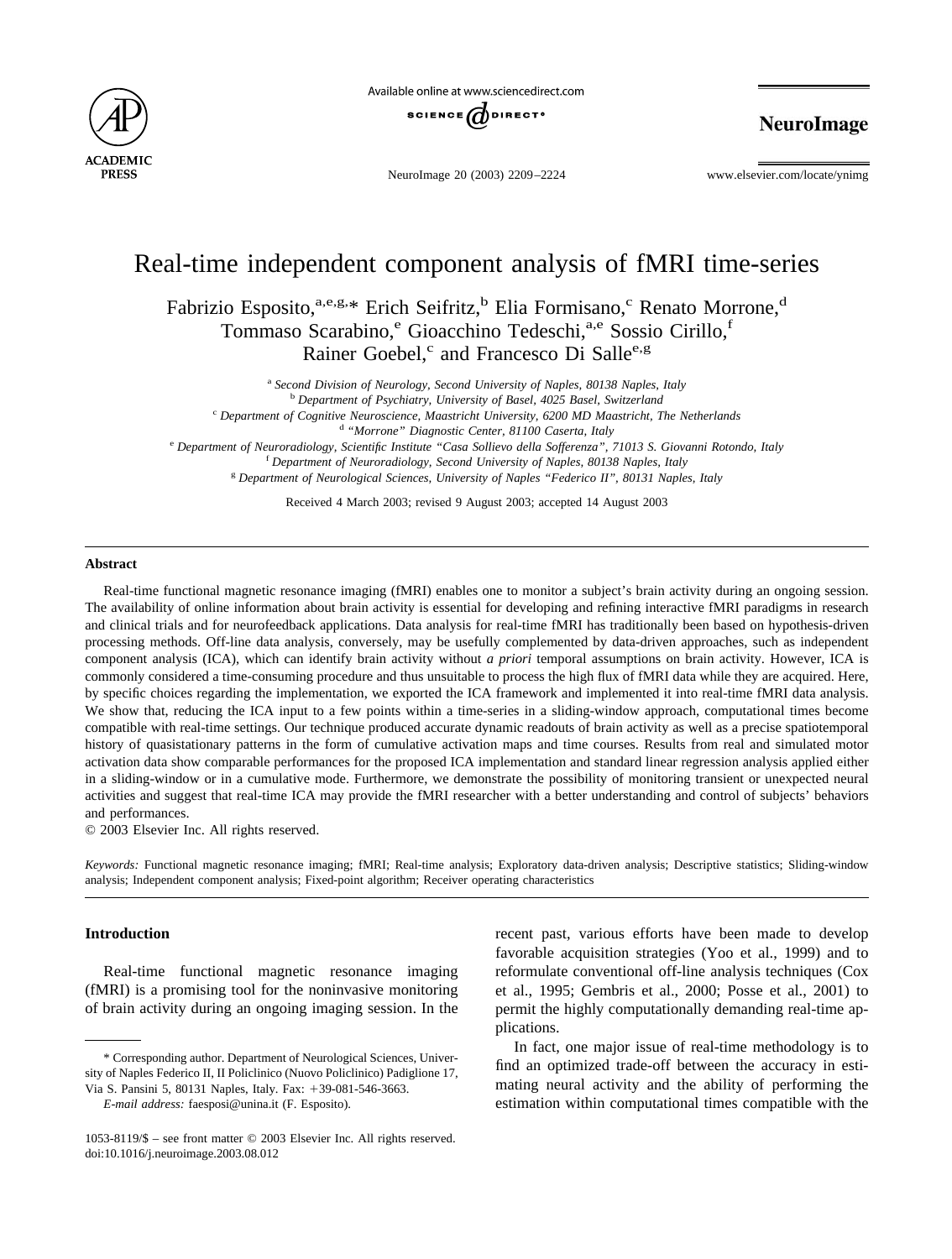# Real-time independent component analysis of fMRI time-series

Fabrizio Esposito,[a,e,g,*] Erich Seifritz,[b] Elia Formisano,[c] Renato Morrone,[d] Tommaso Scarabino,[e] Gioacchino Tedeschi,[a,e] Sossio Cirillo,[f] Rainer Goebel,[c] and Francesco Di Salle[e,g]

[a] *Second Division of Neurology, Second University of Naples, 80138 Naples, Italy*
[b] *Department of Psychiatry, University of Basel, 4025 Basel, Switzerland*
[c] *Department of Cognitive Neuroscience, Maastricht University, 6200 MD Maastricht, The Netherlands*
[d] *"Morrone" Diagnostic Center, 81100 Caserta, Italy*
[e] *Department of Neuroradiology, Scientific Institute "Casa Sollievo della Sofferenza", 71013 S. Giovanni Rotondo, Italy*
[f] *Department of Neuroradiology, Second University of Naples, 80138 Naples, Italy*
[g] *Department of Neurological Sciences, University of Naples "Federico II", 80131 Naples, Italy*

Received 4 March 2003; revised 9 August 2003; accepted 14 August 2003

## Abstract

Real-time functional magnetic resonance imaging (fMRI) enables one to monitor a subject's brain activity during an ongoing session. The availability of online information about brain activity is essential for developing and refining interactive fMRI paradigms in research and clinical trials and for neurofeedback applications. Data analysis for real-time fMRI has traditionally been based on hypothesis-driven processing methods. Off-line data analysis, conversely, may be usefully complemented by data-driven approaches, such as independent component analysis (ICA), which can identify brain activity without *a priori* temporal assumptions on brain activity. However, ICA is commonly considered a time-consuming procedure and thus unsuitable to process the high flux of fMRI data while they are acquired. Here, by specific choices regarding the implementation, we exported the ICA framework and implemented it into real-time fMRI data analysis. We show that, reducing the ICA input to a few points within a time-series in a sliding-window approach, computational times become compatible with real-time settings. Our technique produced accurate dynamic readouts of brain activity as well as a precise spatiotemporal history of quasistationary patterns in the form of cumulative activation maps and time courses. Results from real and simulated motor activation data show comparable performances for the proposed ICA implementation and standard linear regression analysis applied either in a sliding-window or in a cumulative mode. Furthermore, we demonstrate the possibility of monitoring transient or unexpected neural activities and suggest that real-time ICA may provide the fMRI researcher with a better understanding and control of subjects' behaviors and performances.

© 2003 Elsevier Inc. All rights reserved.

*Keywords:* Functional magnetic resonance imaging; fMRI; Real-time analysis; Exploratory data-driven analysis; Descriptive statistics; Sliding-window analysis; Independent component analysis; Fixed-point algorithm; Receiver operating characteristics

## Introduction

Real-time functional magnetic resonance imaging (fMRI) is a promising tool for the noninvasive monitoring of brain activity during an ongoing imaging session. In the recent past, various efforts have been made to develop favorable acquisition strategies (Yoo et al., 1999) and to reformulate conventional off-line analysis techniques (Cox et al., 1995; Gembris et al., 2000; Posse et al., 2001) to permit the highly computationally demanding real-time applications.

In fact, one major issue of real-time methodology is to find an optimized trade-off between the accuracy in estimating neural activity and the ability of performing the estimation within computational times compatible with the

\* Corresponding author. Department of Neurological Sciences, University of Naples Federico II, II Policlinico (Nuovo Policlinico) Padiglione 17, Via S. Pansini 5, 80131 Naples, Italy. Fax: +39-081-546-3663.

*E-mail address:* faesposi@unina.it (F. Esposito).

1053-8119/$ – see front matter © 2003 Elsevier Inc. All rights reserved.
doi:10.1016/j.neuroimage.2003.08.012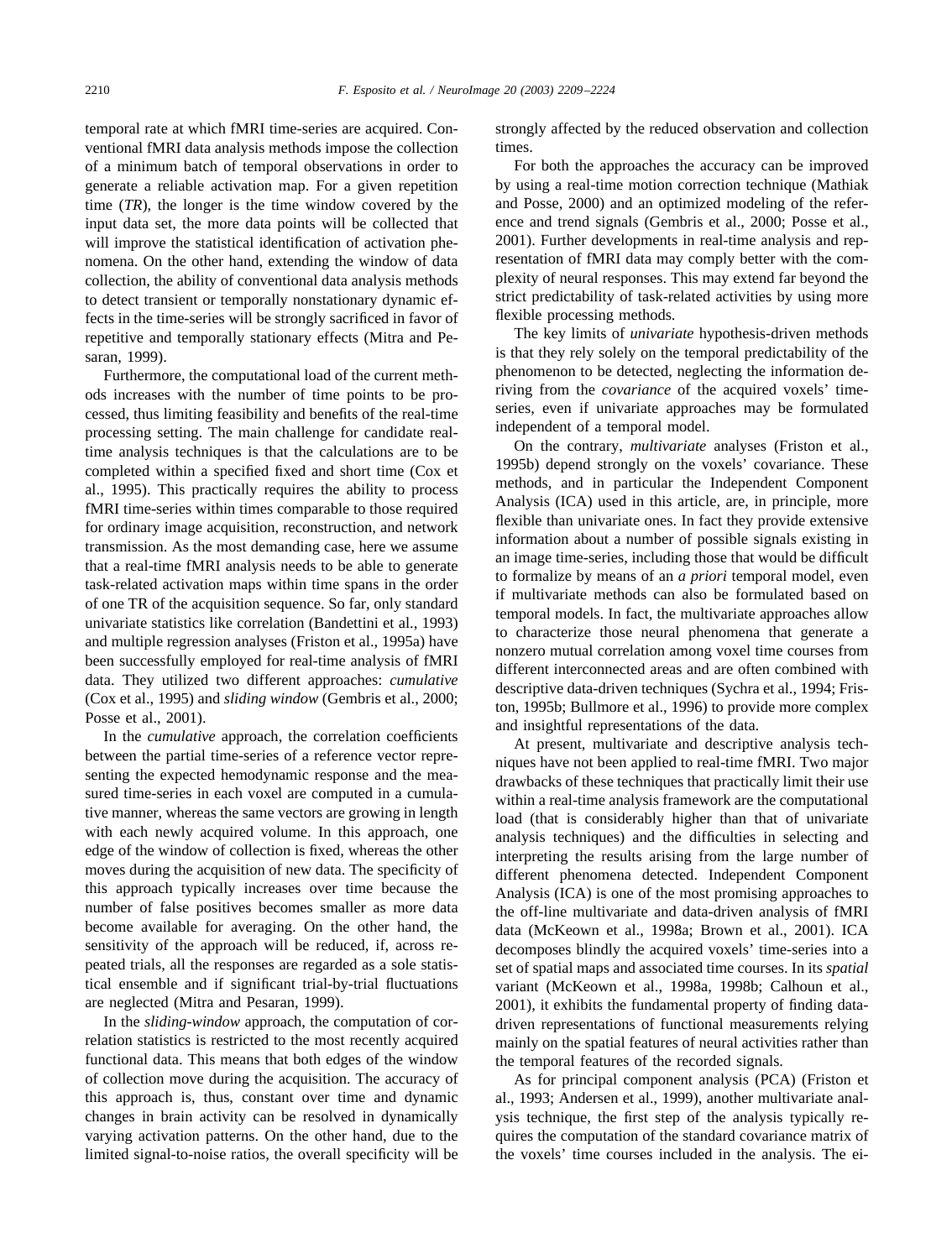temporal rate at which fMRI time-series are acquired. Conventional fMRI data analysis methods impose the collection of a minimum batch of temporal observations in order to generate a reliable activation map. For a given repetition time (*TR*), the longer is the time window covered by the input data set, the more data points will be collected that will improve the statistical identification of activation phenomena. On the other hand, extending the window of data collection, the ability of conventional data analysis methods to detect transient or temporally nonstationary dynamic effects in the time-series will be strongly sacrificed in favor of repetitive and temporally stationary effects (Mitra and Pesaran, 1999).

Furthermore, the computational load of the current methods increases with the number of time points to be processed, thus limiting feasibility and benefits of the real-time processing setting. The main challenge for candidate real-time analysis techniques is that the calculations are to be completed within a specified fixed and short time (Cox et al., 1995). This practically requires the ability to process fMRI time-series within times comparable to those required for ordinary image acquisition, reconstruction, and network transmission. As the most demanding case, here we assume that a real-time fMRI analysis needs to be able to generate task-related activation maps within time spans in the order of one TR of the acquisition sequence. So far, only standard univariate statistics like correlation (Bandettini et al., 1993) and multiple regression analyses (Friston et al., 1995a) have been successfully employed for real-time analysis of fMRI data. They utilized two different approaches: *cumulative* (Cox et al., 1995) and *sliding window* (Gembris et al., 2000; Posse et al., 2001).

In the *cumulative* approach, the correlation coefficients between the partial time-series of a reference vector representing the expected hemodynamic response and the measured time-series in each voxel are computed in a cumulative manner, whereas the same vectors are growing in length with each newly acquired volume. In this approach, one edge of the window of collection is fixed, whereas the other moves during the acquisition of new data. The specificity of this approach typically increases over time because the number of false positives becomes smaller as more data become available for averaging. On the other hand, the sensitivity of the approach will be reduced, if, across repeated trials, all the responses are regarded as a sole statistical ensemble and if significant trial-by-trial fluctuations are neglected (Mitra and Pesaran, 1999).

In the *sliding-window* approach, the computation of correlation statistics is restricted to the most recently acquired functional data. This means that both edges of the window of collection move during the acquisition. The accuracy of this approach is, thus, constant over time and dynamic changes in brain activity can be resolved in dynamically varying activation patterns. On the other hand, due to the limited signal-to-noise ratios, the overall specificity will be strongly affected by the reduced observation and collection times.

For both the approaches the accuracy can be improved by using a real-time motion correction technique (Mathiak and Posse, 2000) and an optimized modeling of the reference and trend signals (Gembris et al., 2000; Posse et al., 2001). Further developments in real-time analysis and representation of fMRI data may comply better with the complexity of neural responses. This may extend far beyond the strict predictability of task-related activities by using more flexible processing methods.

The key limits of *univariate* hypothesis-driven methods is that they rely solely on the temporal predictability of the phenomenon to be detected, neglecting the information deriving from the *covariance* of the acquired voxels' time-series, even if univariate approaches may be formulated independent of a temporal model.

On the contrary, *multivariate* analyses (Friston et al., 1995b) depend strongly on the voxels' covariance. These methods, and in particular the Independent Component Analysis (ICA) used in this article, are, in principle, more flexible than univariate ones. In fact they provide extensive information about a number of possible signals existing in an image time-series, including those that would be difficult to formalize by means of an *a priori* temporal model, even if multivariate methods can also be formulated based on temporal models. In fact, the multivariate approaches allow to characterize those neural phenomena that generate a nonzero mutual correlation among voxel time courses from different interconnected areas and are often combined with descriptive data-driven techniques (Sychra et al., 1994; Friston, 1995b; Bullmore et al., 1996) to provide more complex and insightful representations of the data.

At present, multivariate and descriptive analysis techniques have not been applied to real-time fMRI. Two major drawbacks of these techniques that practically limit their use within a real-time analysis framework are the computational load (that is considerably higher than that of univariate analysis techniques) and the difficulties in selecting and interpreting the results arising from the large number of different phenomena detected. Independent Component Analysis (ICA) is one of the most promising approaches to the off-line multivariate and data-driven analysis of fMRI data (McKeown et al., 1998a; Brown et al., 2001). ICA decomposes blindly the acquired voxels' time-series into a set of spatial maps and associated time courses. In its *spatial* variant (McKeown et al., 1998a, 1998b; Calhoun et al., 2001), it exhibits the fundamental property of finding data-driven representations of functional measurements relying mainly on the spatial features of neural activities rather than the temporal features of the recorded signals.

As for principal component analysis (PCA) (Friston et al., 1993; Andersen et al., 1999), another multivariate analysis technique, the first step of the analysis typically requires the computation of the standard covariance matrix of the voxels' time courses included in the analysis. The ei-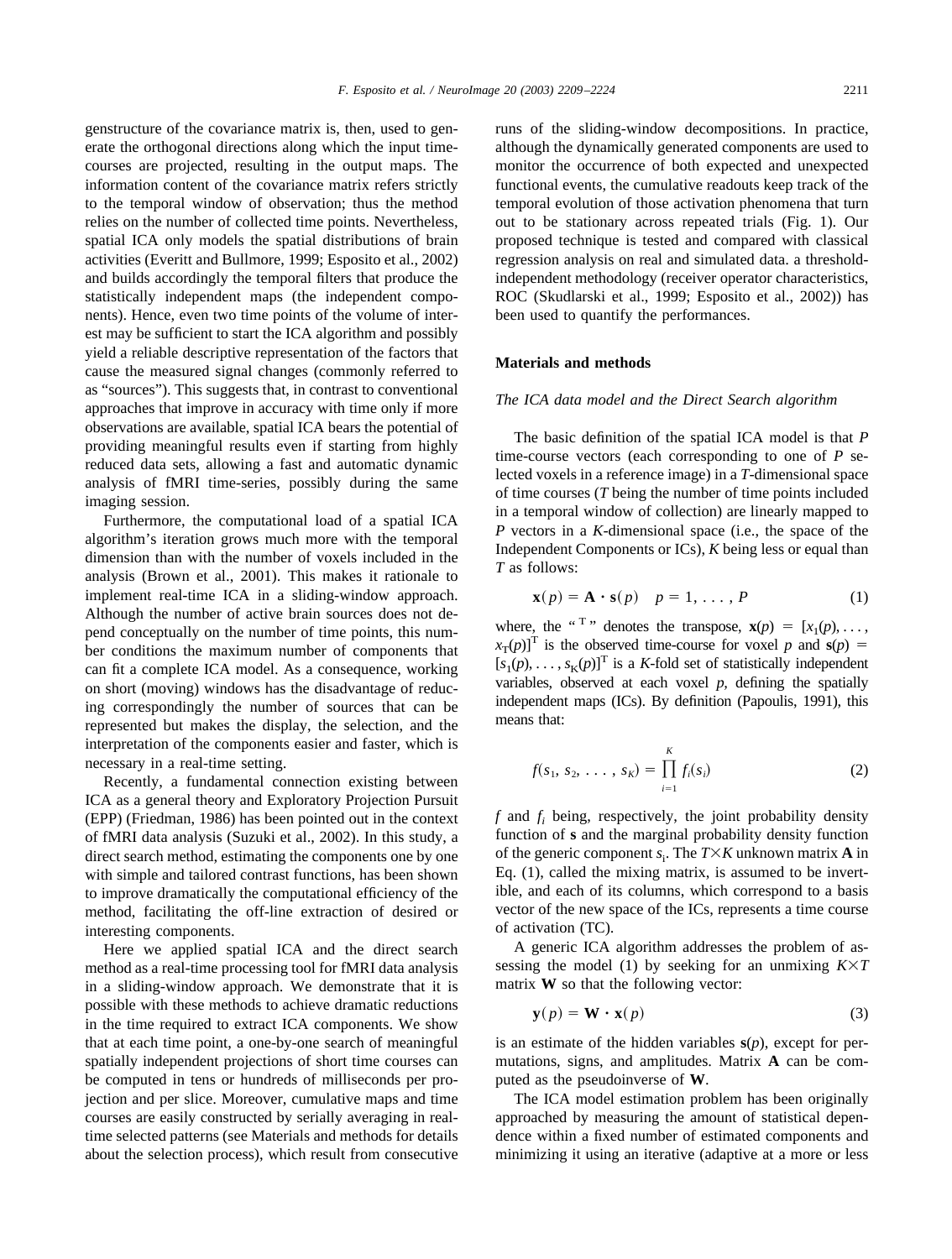genstructure of the covariance matrix is, then, used to generate the orthogonal directions along which the input time-courses are projected, resulting in the output maps. The information content of the covariance matrix refers strictly to the temporal window of observation; thus the method relies on the number of collected time points. Nevertheless, spatial ICA only models the spatial distributions of brain activities (Everitt and Bullmore, 1999; Esposito et al., 2002) and builds accordingly the temporal filters that produce the statistically independent maps (the independent components). Hence, even two time points of the volume of interest may be sufficient to start the ICA algorithm and possibly yield a reliable descriptive representation of the factors that cause the measured signal changes (commonly referred to as "sources"). This suggests that, in contrast to conventional approaches that improve in accuracy with time only if more observations are available, spatial ICA bears the potential of providing meaningful results even if starting from highly reduced data sets, allowing a fast and automatic dynamic analysis of fMRI time-series, possibly during the same imaging session.

Furthermore, the computational load of a spatial ICA algorithm's iteration grows much more with the temporal dimension than with the number of voxels included in the analysis (Brown et al., 2001). This makes it rationale to implement real-time ICA in a sliding-window approach. Although the number of active brain sources does not depend conceptually on the number of time points, this number conditions the maximum number of components that can fit a complete ICA model. As a consequence, working on short (moving) windows has the disadvantage of reducing correspondingly the number of sources that can be represented but makes the display, the selection, and the interpretation of the components easier and faster, which is necessary in a real-time setting.

Recently, a fundamental connection existing between ICA as a general theory and Exploratory Projection Pursuit (EPP) (Friedman, 1986) has been pointed out in the context of fMRI data analysis (Suzuki et al., 2002). In this study, a direct search method, estimating the components one by one with simple and tailored contrast functions, has been shown to improve dramatically the computational efficiency of the method, facilitating the off-line extraction of desired or interesting components.

Here we applied spatial ICA and the direct search method as a real-time processing tool for fMRI data analysis in a sliding-window approach. We demonstrate that it is possible with these methods to achieve dramatic reductions in the time required to extract ICA components. We show that at each time point, a one-by-one search of meaningful spatially independent projections of short time courses can be computed in tens or hundreds of milliseconds per projection and per slice. Moreover, cumulative maps and time courses are easily constructed by serially averaging in real-time selected patterns (see Materials and methods for details about the selection process), which result from consecutive runs of the sliding-window decompositions. In practice, although the dynamically generated components are used to monitor the occurrence of both expected and unexpected functional events, the cumulative readouts keep track of the temporal evolution of those activation phenomena that turn out to be stationary across repeated trials (Fig. 1). Our proposed technique is tested and compared with classical regression analysis on real and simulated data. a threshold-independent methodology (receiver operator characteristics, ROC (Skudlarski et al., 1999; Esposito et al., 2002)) has been used to quantify the performances.

## Materials and methods

### *The ICA data model and the Direct Search algorithm*

The basic definition of the spatial ICA model is that $P$ time-course vectors (each corresponding to one of $P$ selected voxels in a reference image) in a $T$-dimensional space of time courses ($T$ being the number of time points included in a temporal window of collection) are linearly mapped to $P$ vectors in a $K$-dimensional space (i.e., the space of the Independent Components or ICs), $K$ being less or equal than $T$ as follows:

$$\mathbf{x}(p) = \mathbf{A} \cdot \mathbf{s}(p) \quad p = 1, \ldots, P \tag{1}$$

where, the "$^{T}$" denotes the transpose, $\mathbf{x}(p) = [x_1(p), \ldots, x_T(p)]^T$ is the observed time-course for voxel $p$ and $\mathbf{s}(p) = [s_1(p), \ldots, s_K(p)]^T$ is a $K$-fold set of statistically independent variables, observed at each voxel $p$, defining the spatially independent maps (ICs). By definition (Papoulis, 1991), this means that:

$$f(s_1, s_2, \ldots, s_K) = \prod_{i=1}^{K} f_i(s_i) \tag{2}$$

$f$ and $f_i$ being, respectively, the joint probability density function of $\mathbf{s}$ and the marginal probability density function of the generic component $s_i$. The $T \times K$ unknown matrix $\mathbf{A}$ in Eq. (1), called the mixing matrix, is assumed to be invertible, and each of its columns, which correspond to a basis vector of the new space of the ICs, represents a time course of activation (TC).

A generic ICA algorithm addresses the problem of assessing the model (1) by seeking for an unmixing $K \times T$ matrix $\mathbf{W}$ so that the following vector:

$$\mathbf{y}(p) = \mathbf{W} \cdot \mathbf{x}(p) \tag{3}$$

is an estimate of the hidden variables $\mathbf{s}(p)$, except for permutations, signs, and amplitudes. Matrix $\mathbf{A}$ can be computed as the pseudoinverse of $\mathbf{W}$.

The ICA model estimation problem has been originally approached by measuring the amount of statistical dependence within a fixed number of estimated components and minimizing it using an iterative (adaptive at a more or less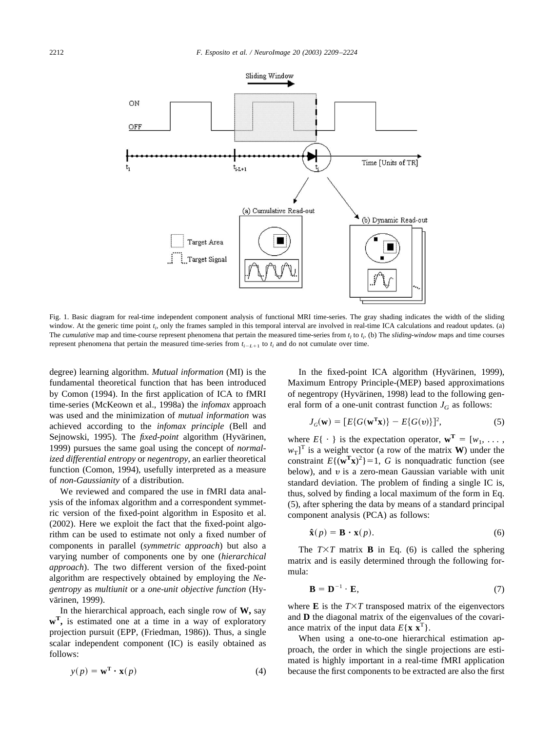Fig. 1. Basic diagram for real-time independent component analysis of functional MRI time-series. The gray shading indicates the width of the sliding window. At the generic time point $t_i$, only the frames sampled in this temporal interval are involved in real-time ICA calculations and readout updates. (a) The *cumulative* map and time-course represent phenomena that pertain the measured time-series from $t_l$ to $t_i$. (b) The *sliding-window* maps and time courses represent phenomena that pertain the measured time-series from $t_{i-L+1}$ to $t_i$ and do not cumulate over time.

degree) learning algorithm. *Mutual information* (MI) is the fundamental theoretical function that has been introduced by Comon (1994). In the first application of ICA to fMRI time-series (McKeown et al., 1998a) the *infomax* approach was used and the minimization of *mutual information* was achieved according to the *infomax principle* (Bell and Sejnowski, 1995). The *fixed-point* algorithm (Hyvärinen, 1999) pursues the same goal using the concept of *normalized differential entropy* or *negentropy*, an earlier theoretical function (Comon, 1994), usefully interpreted as a measure of *non-Gaussianity* of a distribution.

We reviewed and compared the use in fMRI data analysis of the infomax algorithm and a correspondent symmetric version of the fixed-point algorithm in Esposito et al. (2002). Here we exploit the fact that the fixed-point algorithm can be used to estimate not only a fixed number of components in parallel (*symmetric approach*) but also a varying number of components one by one (*hierarchical approach*). The two different version of the fixed-point algorithm are respectively obtained by employing the *Negentropy* as *multiunit* or a *one-unit objective function* (Hyvärinen, 1999).

In the hierarchical approach, each single row of **W,** say $\mathbf{w^T}$, is estimated one at a time in a way of exploratory projection pursuit (EPP, (Friedman, 1986)). Thus, a single scalar independent component (IC) is easily obtained as follows:

$$y(p) = \mathbf{w^T} \cdot \mathbf{x}(p) \tag{4}$$

In the fixed-point ICA algorithm (Hyvärinen, 1999), Maximum Entropy Principle-(MEP) based approximations of negentropy (Hyvärinen, 1998) lead to the following general form of a one-unit contrast function $J_G$ as follows:

$$J_G(\mathbf{w}) = [E\{G(\mathbf{w^T x})\} - E\{G(\upsilon)\}]^2, \tag{5}$$

where $E\{\cdot\}$ is the expectation operator, $\mathbf{w^T} = [w_1, \ldots, w_T]^T$ is a weight vector (a row of the matrix **W**) under the constraint $E\{(\mathbf{w^T x})^2\}=1$, $G$ is nonquadratic function (see below), and $\upsilon$ is a zero-mean Gaussian variable with unit standard deviation. The problem of finding a single IC is, thus, solved by finding a local maximum of the form in Eq. (5), after sphering the data by means of a standard principal component analysis (PCA) as follows:

$$\hat{\mathbf{x}}(p) = \mathbf{B} \cdot \mathbf{x}(p). \tag{6}$$

The $T \times T$ matrix **B** in Eq. (6) is called the sphering matrix and is easily determined through the following formula:

$$\mathbf{B} = \mathbf{D}^{-1} \cdot \mathbf{E}, \tag{7}$$

where **E** is the $T \times T$ transposed matrix of the eigenvectors and **D** the diagonal matrix of the eigenvalues of the covariance matrix of the input data $E\{\mathbf{x}\,\mathbf{x}^T\}$.

When using a one-to-one hierarchical estimation approach, the order in which the single projections are estimated is highly important in a real-time fMRI application because the first components to be extracted are also the first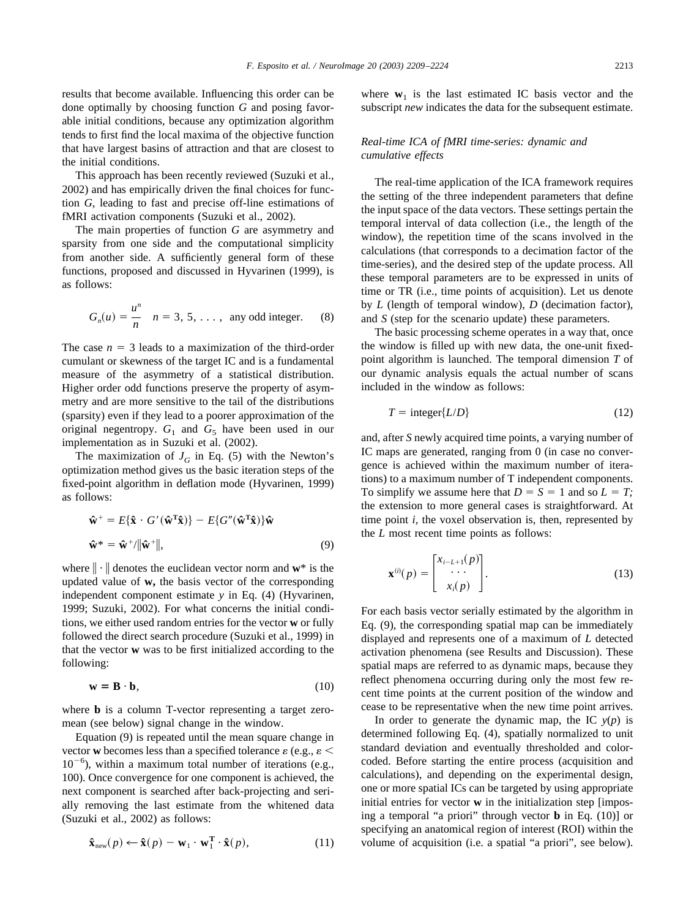results that become available. Influencing this order can be done optimally by choosing function $G$ and posing favorable initial conditions, because any optimization algorithm tends to first find the local maxima of the objective function that have largest basins of attraction and that are closest to the initial conditions.

This approach has been recently reviewed (Suzuki et al., 2002) and has empirically driven the final choices for function $G$, leading to fast and precise off-line estimations of fMRI activation components (Suzuki et al., 2002).

The main properties of function $G$ are asymmetry and sparsity from one side and the computational simplicity from another side. A sufficiently general form of these functions, proposed and discussed in Hyvarinen (1999), is as follows:

$$G_n(u) = \frac{u^n}{n} \quad n = 3, 5, \ldots, \text{ any odd integer.} \tag{8}$$

The case $n = 3$ leads to a maximization of the third-order cumulant or skewness of the target IC and is a fundamental measure of the asymmetry of a statistical distribution. Higher order odd functions preserve the property of asymmetry and are more sensitive to the tail of the distributions (sparsity) even if they lead to a poorer approximation of the original negentropy. $G_1$ and $G_5$ have been used in our implementation as in Suzuki et al. (2002).

The maximization of $J_G$ in Eq. (5) with the Newton's optimization method gives us the basic iteration steps of the fixed-point algorithm in deflation mode (Hyvarinen, 1999) as follows:

$$\hat{\mathbf{w}}^{+} = E\{\hat{\mathbf{x}} \cdot G'(\hat{\mathbf{w}}^{\mathbf{T}}\hat{\mathbf{x}})\} - E\{G''(\hat{\mathbf{w}}^{\mathbf{T}}\hat{\mathbf{x}})\}\hat{\mathbf{w}}$$

$$\hat{\mathbf{w}}^{*} = \hat{\mathbf{w}}^{+}/\|\hat{\mathbf{w}}^{+}\|, \tag{9}$$

where $\|\cdot\|$ denotes the euclidean vector norm and $\mathbf{w}^*$ is the updated value of $\mathbf{w}$, the basis vector of the corresponding independent component estimate $y$ in Eq. (4) (Hyvarinen, 1999; Suzuki, 2002). For what concerns the initial conditions, we either used random entries for the vector $\mathbf{w}$ or fully followed the direct search procedure (Suzuki et al., 1999) in that the vector $\mathbf{w}$ was to be first initialized according to the following:

$$\mathbf{w} = \mathbf{B} \cdot \mathbf{b}, \tag{10}$$

where $\mathbf{b}$ is a column T-vector representing a target zero-mean (see below) signal change in the window.

Equation (9) is repeated until the mean square change in vector $\mathbf{w}$ becomes less than a specified tolerance $\varepsilon$ (e.g., $\varepsilon < 10^{-6}$), within a maximum total number of iterations (e.g., 100). Once convergence for one component is achieved, the next component is searched after back-projecting and serially removing the last estimate from the whitened data (Suzuki et al., 2002) as follows:

$$\hat{\mathbf{x}}_{\text{new}}(p) \leftarrow \hat{\mathbf{x}}(p) - \mathbf{w}_1 \cdot \mathbf{w}_1^{\mathbf{T}} \cdot \hat{\mathbf{x}}(p), \tag{11}$$

where $\mathbf{w}_1$ is the last estimated IC basis vector and the subscript *new* indicates the data for the subsequent estimate.

### *Real-time ICA of fMRI time-series: dynamic and cumulative effects*

The real-time application of the ICA framework requires the setting of the three independent parameters that define the input space of the data vectors. These settings pertain the temporal interval of data collection (i.e., the length of the window), the repetition time of the scans involved in the calculations (that corresponds to a decimation factor of the time-series), and the desired step of the update process. All these temporal parameters are to be expressed in units of time or TR (i.e., time points of acquisition). Let us denote by $L$ (length of temporal window), $D$ (decimation factor), and $S$ (step for the scenario update) these parameters.

The basic processing scheme operates in a way that, once the window is filled up with new data, the one-unit fixed-point algorithm is launched. The temporal dimension $T$ of our dynamic analysis equals the actual number of scans included in the window as follows:

$$T = \text{integer}\{L/D\} \tag{12}$$

and, after $S$ newly acquired time points, a varying number of IC maps are generated, ranging from 0 (in case no convergence is achieved within the maximum number of iterations) to a maximum number of T independent components. To simplify we assume here that $D = S = 1$ and so $L = T$; the extension to more general cases is straightforward. At time point $i$, the voxel observation is, then, represented by the $L$ most recent time points as follows:

$$\mathbf{x}^{(i)}(p) = \begin{bmatrix} x_{i-L+1}(p) \\ \cdots \\ x_i(p) \end{bmatrix}. \tag{13}$$

For each basis vector serially estimated by the algorithm in Eq. (9), the corresponding spatial map can be immediately displayed and represents one of a maximum of $L$ detected activation phenomena (see Results and Discussion). These spatial maps are referred to as dynamic maps, because they reflect phenomena occurring during only the most few recent time points at the current position of the window and cease to be representative when the new time point arrives.

In order to generate the dynamic map, the IC $y(p)$ is determined following Eq. (4), spatially normalized to unit standard deviation and eventually thresholded and color-coded. Before starting the entire process (acquisition and calculations), and depending on the experimental design, one or more spatial ICs can be targeted by using appropriate initial entries for vector $\mathbf{w}$ in the initialization step [imposing a temporal "a priori" through vector $\mathbf{b}$ in Eq. (10)] or specifying an anatomical region of interest (ROI) within the volume of acquisition (i.e. a spatial "a priori", see below).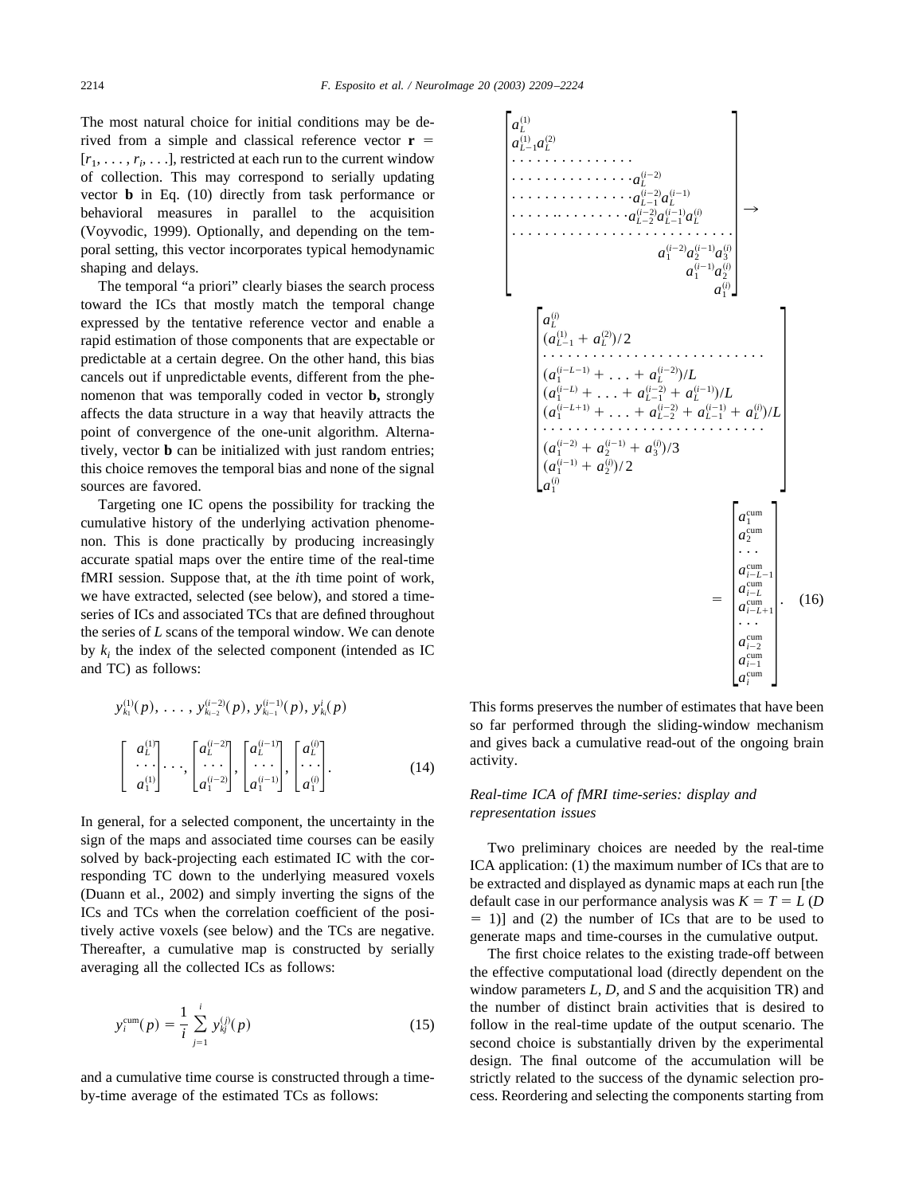The most natural choice for initial conditions may be derived from a simple and classical reference vector $\mathbf{r} = [r_1, \ldots, r_i, \ldots]$, restricted at each run to the current window of collection. This may correspond to serially updating vector $\mathbf{b}$ in Eq. (10) directly from task performance or behavioral measures in parallel to the acquisition (Voyvodic, 1999). Optionally, and depending on the temporal setting, this vector incorporates typical hemodynamic shaping and delays.

The temporal "a priori" clearly biases the search process toward the ICs that mostly match the temporal change expressed by the tentative reference vector and enable a rapid estimation of those components that are expectable or predictable at a certain degree. On the other hand, this bias cancels out if unpredictable events, different from the phenomenon that was temporally coded in vector **b,** strongly affects the data structure in a way that heavily attracts the point of convergence of the one-unit algorithm. Alternatively, vector **b** can be initialized with just random entries; this choice removes the temporal bias and none of the signal sources are favored.

Targeting one IC opens the possibility for tracking the cumulative history of the underlying activation phenomenon. This is done practically by producing increasingly accurate spatial maps over the entire time of the real-time fMRI session. Suppose that, at the *i*th time point of work, we have extracted, selected (see below), and stored a time-series of ICs and associated TCs that are defined throughout the series of *L* scans of the temporal window. We can denote by $k_i$ the index of the selected component (intended as IC and TC) as follows:

$$
y_{k_1}^{(1)}(p), \ldots, y_{k_{i-2}}^{(i-2)}(p), y_{k_{i-1}}^{(i-1)}(p), y_{k_i}^{i}(p)
$$

$$
\begin{bmatrix} a_L^{(1)} \\ \cdots \\ a_1^{(1)} \end{bmatrix} \cdots, \begin{bmatrix} a_L^{(i-2)} \\ \cdots \\ a_1^{(i-2)} \end{bmatrix}, \begin{bmatrix} a_L^{(i-1)} \\ \cdots \\ a_1^{(i-1)} \end{bmatrix}, \begin{bmatrix} a_L^{(i)} \\ \cdots \\ a_1^{(i)} \end{bmatrix}. \tag{14}
$$

In general, for a selected component, the uncertainty in the sign of the maps and associated time courses can be easily solved by back-projecting each estimated IC with the corresponding TC down to the underlying measured voxels (Duann et al., 2002) and simply inverting the signs of the ICs and TCs when the correlation coefficient of the positively active voxels (see below) and the TCs are negative. Thereafter, a cumulative map is constructed by serially averaging all the collected ICs as follows:

$$
y_i^{\mathrm{cum}}(p) = \frac{1}{i} \sum_{j=1}^{i} y_{kj}^{(j)}(p) \tag{15}
$$

and a cumulative time course is constructed through a time-by-time average of the estimated TCs as follows:

$$
\begin{bmatrix}
a_L^{(1)} \\
a_{L-1}^{(1)} a_L^{(2)} \\
\cdots\cdots\cdots\cdots \\
\cdots\cdots\cdots\cdots a_L^{(i-2)} \\
\cdots\cdots\cdots\cdots a_{L-1}^{(i-2)} a_L^{(i-1)} \\
\cdots\cdots\cdots\cdots a_{L-2}^{(i-2)} a_{L-1}^{(i-1)} a_L^{(i)} \\
\cdots\cdots\cdots\cdots\cdots\cdots \\
a_1^{(i-2)} a_2^{(i-1)} a_3^{(i)} \\
a_1^{(i-1)} a_2^{(i)} \\
a_1^{(i)}
\end{bmatrix}
\rightarrow
\begin{bmatrix}
a_L^{(i)} \\
(a_{L-1}^{(1)} + a_L^{(2)})/2 \\
\cdots\cdots\cdots\cdots\cdots\cdots \\
(a_1^{(i-L-1)} + \ldots + a_L^{(i-2)})/L \\
(a_1^{(i-L)} + \ldots + a_{L-1}^{(i-2)} + a_L^{(i-1)})/L \\
(a_1^{(i-L+1)} + \ldots + a_{L-2}^{(i-2)} + a_{L-1}^{(i-1)} + a_L^{(i)})/L \\
\cdots\cdots\cdots\cdots\cdots\cdots \\
(a_1^{(i-2)} + a_2^{(i-1)} + a_3^{(i)})/3 \\
(a_1^{(i-1)} + a_2^{(i)})/2 \\
a_1^{(i)}
\end{bmatrix}
=
\begin{bmatrix}
a_1^{\mathrm{cum}} \\
a_2^{\mathrm{cum}} \\
\cdots \\
a_{i-L-1}^{\mathrm{cum}} \\
a_{i-L}^{\mathrm{cum}} \\
a_{i-L+1}^{\mathrm{cum}} \\
\cdots \\
a_{i-2}^{\mathrm{cum}} \\
a_{i-1}^{\mathrm{cum}} \\
a_i^{\mathrm{cum}}
\end{bmatrix}. \tag{16}
$$

This forms preserves the number of estimates that have been so far performed through the sliding-window mechanism and gives back a cumulative read-out of the ongoing brain activity.

### *Real-time ICA of fMRI time-series: display and representation issues*

Two preliminary choices are needed by the real-time ICA application: (1) the maximum number of ICs that are to be extracted and displayed as dynamic maps at each run [the default case in our performance analysis was $K = T = L$ ($D = 1$)] and (2) the number of ICs that are to be used to generate maps and time-courses in the cumulative output.

The first choice relates to the existing trade-off between the effective computational load (directly dependent on the window parameters *L*, *D*, and *S* and the acquisition TR) and the number of distinct brain activities that is desired to follow in the real-time update of the output scenario. The second choice is substantially driven by the experimental design. The final outcome of the accumulation will be strictly related to the success of the dynamic selection process. Reordering and selecting the components starting from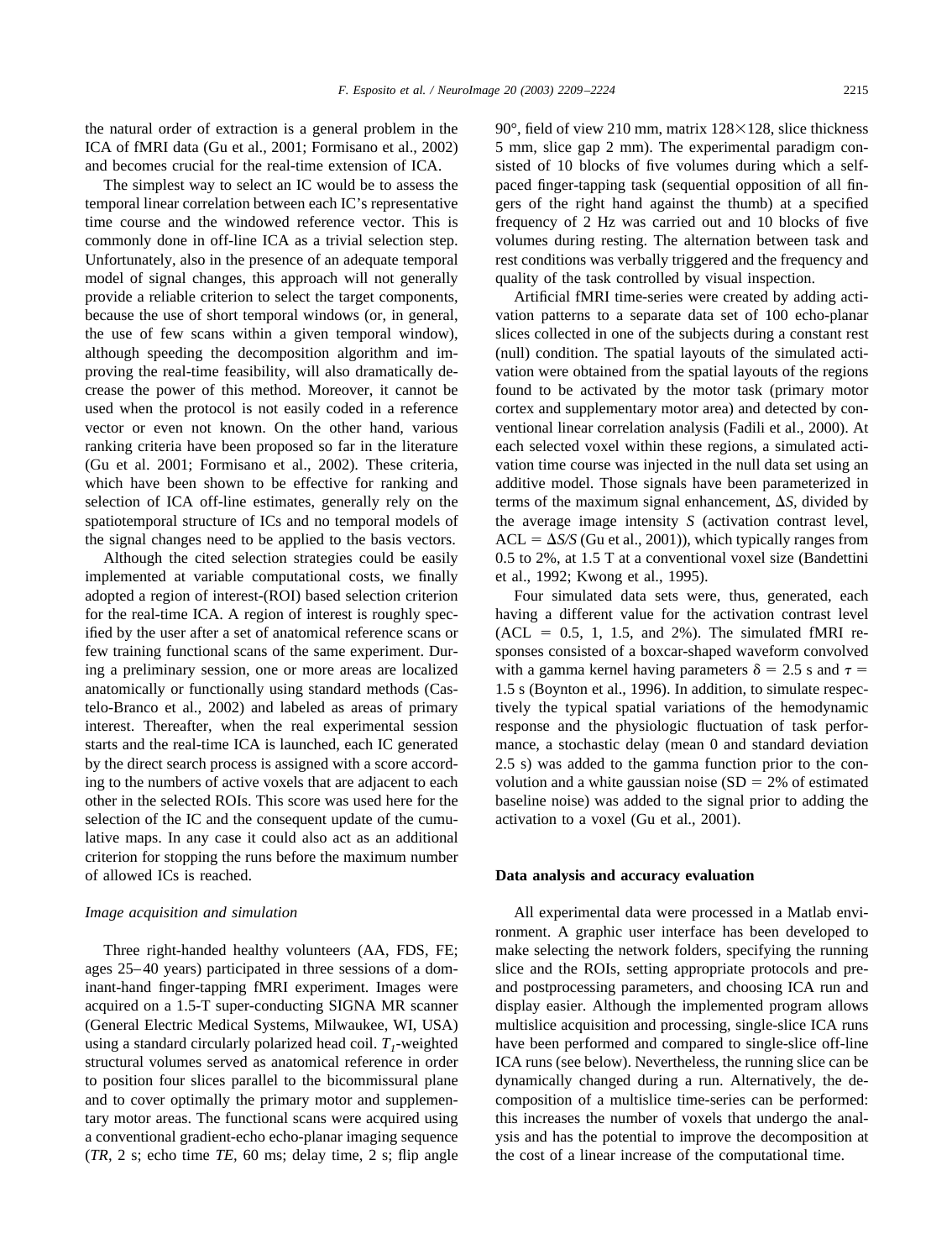the natural order of extraction is a general problem in the ICA of fMRI data (Gu et al., 2001; Formisano et al., 2002) and becomes crucial for the real-time extension of ICA.

The simplest way to select an IC would be to assess the temporal linear correlation between each IC's representative time course and the windowed reference vector. This is commonly done in off-line ICA as a trivial selection step. Unfortunately, also in the presence of an adequate temporal model of signal changes, this approach will not generally provide a reliable criterion to select the target components, because the use of short temporal windows (or, in general, the use of few scans within a given temporal window), although speeding the decomposition algorithm and improving the real-time feasibility, will also dramatically decrease the power of this method. Moreover, it cannot be used when the protocol is not easily coded in a reference vector or even not known. On the other hand, various ranking criteria have been proposed so far in the literature (Gu et al. 2001; Formisano et al., 2002). These criteria, which have been shown to be effective for ranking and selection of ICA off-line estimates, generally rely on the spatiotemporal structure of ICs and no temporal models of the signal changes need to be applied to the basis vectors.

Although the cited selection strategies could be easily implemented at variable computational costs, we finally adopted a region of interest-(ROI) based selection criterion for the real-time ICA. A region of interest is roughly specified by the user after a set of anatomical reference scans or few training functional scans of the same experiment. During a preliminary session, one or more areas are localized anatomically or functionally using standard methods (Castelo-Branco et al., 2002) and labeled as areas of primary interest. Thereafter, when the real experimental session starts and the real-time ICA is launched, each IC generated by the direct search process is assigned with a score according to the numbers of active voxels that are adjacent to each other in the selected ROIs. This score was used here for the selection of the IC and the consequent update of the cumulative maps. In any case it could also act as an additional criterion for stopping the runs before the maximum number of allowed ICs is reached.

### *Image acquisition and simulation*

Three right-handed healthy volunteers (AA, FDS, FE; ages 25–40 years) participated in three sessions of a dominant-hand finger-tapping fMRI experiment. Images were acquired on a 1.5-T super-conducting SIGNA MR scanner (General Electric Medical Systems, Milwaukee, WI, USA) using a standard circularly polarized head coil. $T_1$-weighted structural volumes served as anatomical reference in order to position four slices parallel to the bicommissural plane and to cover optimally the primary motor and supplementary motor areas. The functional scans were acquired using a conventional gradient-echo echo-planar imaging sequence (*TR*, 2 s; echo time *TE*, 60 ms; delay time, 2 s; flip angle 90°, field of view 210 mm, matrix 128×128, slice thickness 5 mm, slice gap 2 mm). The experimental paradigm consisted of 10 blocks of five volumes during which a self-paced finger-tapping task (sequential opposition of all fingers of the right hand against the thumb) at a specified frequency of 2 Hz was carried out and 10 blocks of five volumes during resting. The alternation between task and rest conditions was verbally triggered and the frequency and quality of the task controlled by visual inspection.

Artificial fMRI time-series were created by adding activation patterns to a separate data set of 100 echo-planar slices collected in one of the subjects during a constant rest (null) condition. The spatial layouts of the simulated activation were obtained from the spatial layouts of the regions found to be activated by the motor task (primary motor cortex and supplementary motor area) and detected by conventional linear correlation analysis (Fadili et al., 2000). At each selected voxel within these regions, a simulated activation time course was injected in the null data set using an additive model. Those signals have been parameterized in terms of the maximum signal enhancement, $\Delta S$, divided by the average image intensity $S$ (activation contrast level, ACL = $\Delta S/S$ (Gu et al., 2001)), which typically ranges from 0.5 to 2%, at 1.5 T at a conventional voxel size (Bandettini et al., 1992; Kwong et al., 1995).

Four simulated data sets were, thus, generated, each having a different value for the activation contrast level (ACL = 0.5, 1, 1.5, and 2%). The simulated fMRI responses consisted of a boxcar-shaped waveform convolved with a gamma kernel having parameters $\delta = 2.5$ s and $\tau = 1.5$ s (Boynton et al., 1996). In addition, to simulate respectively the typical spatial variations of the hemodynamic response and the physiologic fluctuation of task performance, a stochastic delay (mean 0 and standard deviation 2.5 s) was added to the gamma function prior to the convolution and a white gaussian noise (SD = 2% of estimated baseline noise) was added to the signal prior to adding the activation to a voxel (Gu et al., 2001).

### Data analysis and accuracy evaluation

All experimental data were processed in a Matlab environment. A graphic user interface has been developed to make selecting the network folders, specifying the running slice and the ROIs, setting appropriate protocols and pre- and postprocessing parameters, and choosing ICA run and display easier. Although the implemented program allows multislice acquisition and processing, single-slice ICA runs have been performed and compared to single-slice off-line ICA runs (see below). Nevertheless, the running slice can be dynamically changed during a run. Alternatively, the decomposition of a multislice time-series can be performed: this increases the number of voxels that undergo the analysis and has the potential to improve the decomposition at the cost of a linear increase of the computational time.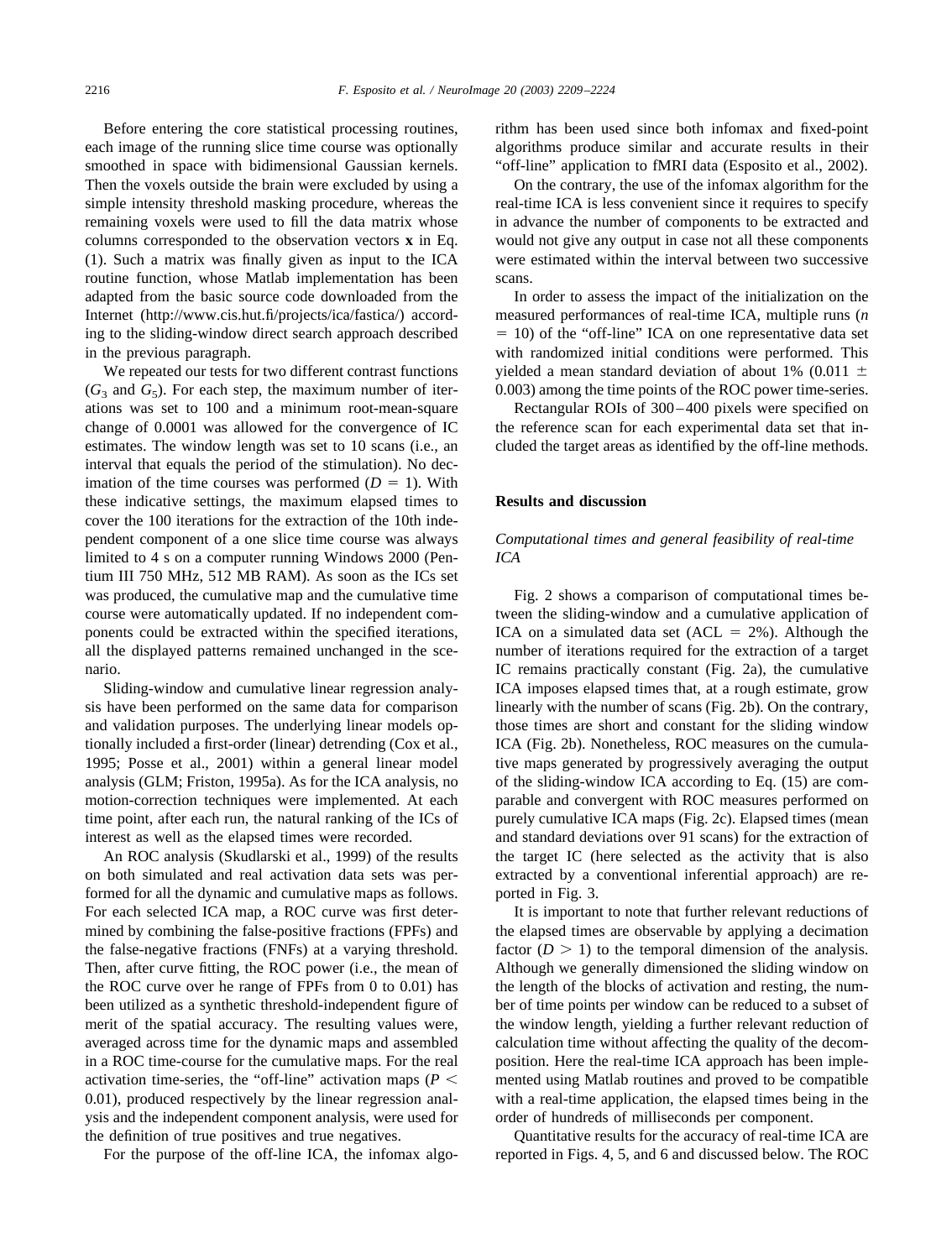Before entering the core statistical processing routines, each image of the running slice time course was optionally smoothed in space with bidimensional Gaussian kernels. Then the voxels outside the brain were excluded by using a simple intensity threshold masking procedure, whereas the remaining voxels were used to fill the data matrix whose columns corresponded to the observation vectors **x** in Eq. (1). Such a matrix was finally given as input to the ICA routine function, whose Matlab implementation has been adapted from the basic source code downloaded from the Internet (http://www.cis.hut.fi/projects/ica/fastica/) according to the sliding-window direct search approach described in the previous paragraph.

We repeated our tests for two different contrast functions ($G_3$ and $G_5$). For each step, the maximum number of iterations was set to 100 and a minimum root-mean-square change of 0.0001 was allowed for the convergence of IC estimates. The window length was set to 10 scans (i.e., an interval that equals the period of the stimulation). No decimation of the time courses was performed ($D = 1$). With these indicative settings, the maximum elapsed times to cover the 100 iterations for the extraction of the 10th independent component of a one slice time course was always limited to 4 s on a computer running Windows 2000 (Pentium III 750 MHz, 512 MB RAM). As soon as the ICs set was produced, the cumulative map and the cumulative time course were automatically updated. If no independent components could be extracted within the specified iterations, all the displayed patterns remained unchanged in the scenario.

Sliding-window and cumulative linear regression analysis have been performed on the same data for comparison and validation purposes. The underlying linear models optionally included a first-order (linear) detrending (Cox et al., 1995; Posse et al., 2001) within a general linear model analysis (GLM; Friston, 1995a). As for the ICA analysis, no motion-correction techniques were implemented. At each time point, after each run, the natural ranking of the ICs of interest as well as the elapsed times were recorded.

An ROC analysis (Skudlarski et al., 1999) of the results on both simulated and real activation data sets was performed for all the dynamic and cumulative maps as follows. For each selected ICA map, a ROC curve was first determined by combining the false-positive fractions (FPFs) and the false-negative fractions (FNFs) at a varying threshold. Then, after curve fitting, the ROC power (i.e., the mean of the ROC curve over he range of FPFs from 0 to 0.01) has been utilized as a synthetic threshold-independent figure of merit of the spatial accuracy. The resulting values were, averaged across time for the dynamic maps and assembled in a ROC time-course for the cumulative maps. For the real activation time-series, the "off-line" activation maps ($P < 0.01$), produced respectively by the linear regression analysis and the independent component analysis, were used for the definition of true positives and true negatives.

For the purpose of the off-line ICA, the infomax algorithm has been used since both infomax and fixed-point algorithms produce similar and accurate results in their "off-line" application to fMRI data (Esposito et al., 2002).

On the contrary, the use of the infomax algorithm for the real-time ICA is less convenient since it requires to specify in advance the number of components to be extracted and would not give any output in case not all these components were estimated within the interval between two successive scans.

In order to assess the impact of the initialization on the measured performances of real-time ICA, multiple runs ($n = 10$) of the "off-line" ICA on one representative data set with randomized initial conditions were performed. This yielded a mean standard deviation of about 1% ($0.011 \pm 0.003$) among the time points of the ROC power time-series.

Rectangular ROIs of 300–400 pixels were specified on the reference scan for each experimental data set that included the target areas as identified by the off-line methods.

## Results and discussion

### *Computational times and general feasibility of real-time ICA*

Fig. 2 shows a comparison of computational times between the sliding-window and a cumulative application of ICA on a simulated data set (ACL = 2%). Although the number of iterations required for the extraction of a target IC remains practically constant (Fig. 2a), the cumulative ICA imposes elapsed times that, at a rough estimate, grow linearly with the number of scans (Fig. 2b). On the contrary, those times are short and constant for the sliding window ICA (Fig. 2b). Nonetheless, ROC measures on the cumulative maps generated by progressively averaging the output of the sliding-window ICA according to Eq. (15) are comparable and convergent with ROC measures performed on purely cumulative ICA maps (Fig. 2c). Elapsed times (mean and standard deviations over 91 scans) for the extraction of the target IC (here selected as the activity that is also extracted by a conventional inferential approach) are reported in Fig. 3.

It is important to note that further relevant reductions of the elapsed times are observable by applying a decimation factor ($D > 1$) to the temporal dimension of the analysis. Although we generally dimensioned the sliding window on the length of the blocks of activation and resting, the number of time points per window can be reduced to a subset of the window length, yielding a further relevant reduction of calculation time without affecting the quality of the decomposition. Here the real-time ICA approach has been implemented using Matlab routines and proved to be compatible with a real-time application, the elapsed times being in the order of hundreds of milliseconds per component.

Quantitative results for the accuracy of real-time ICA are reported in Figs. 4, 5, and 6 and discussed below. The ROC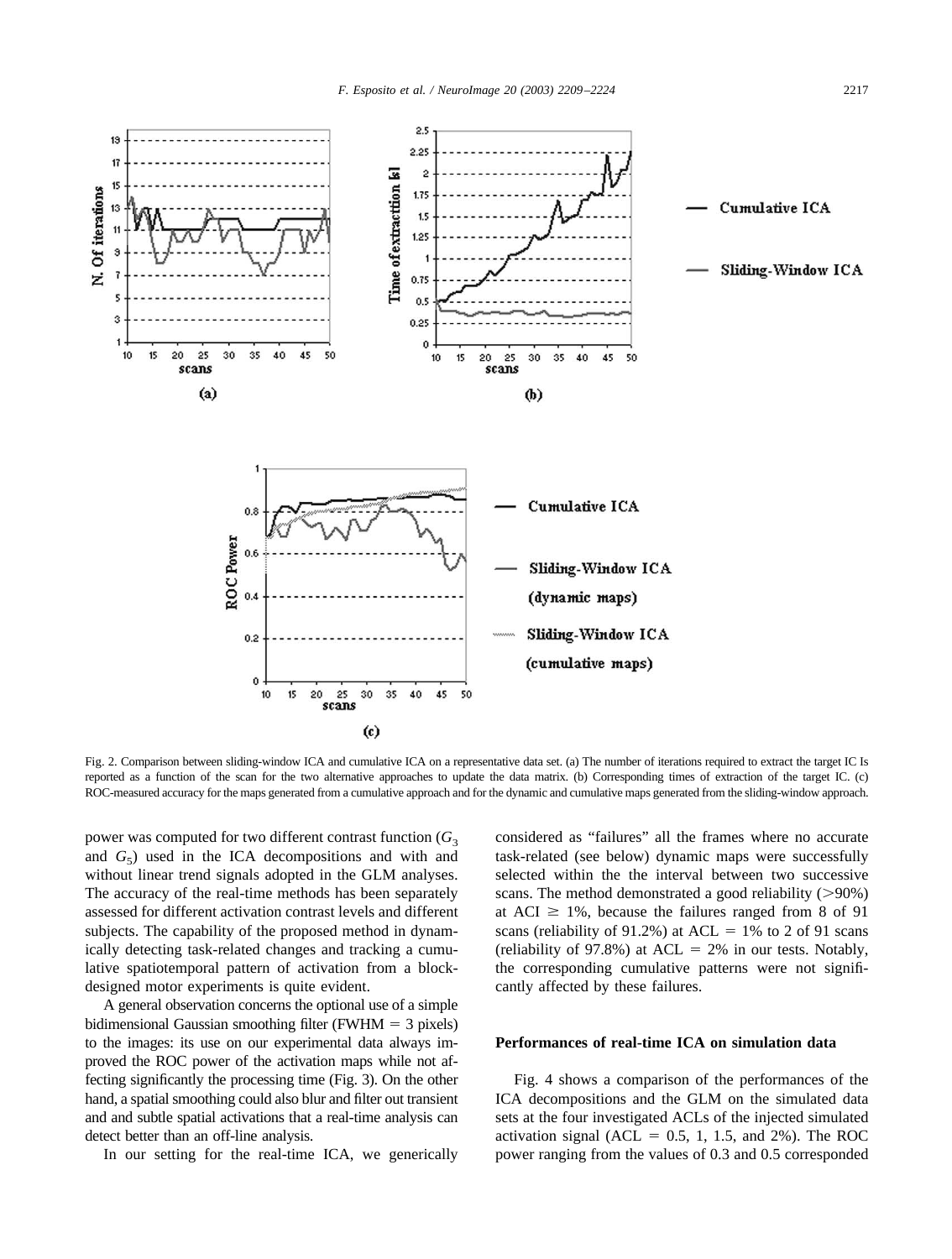Fig. 2. Comparison between sliding-window ICA and cumulative ICA on a representative data set. (a) The number of iterations required to extract the target IC Is reported as a function of the scan for the two alternative approaches to update the data matrix. (b) Corresponding times of extraction of the target IC. (c) ROC-measured accuracy for the maps generated from a cumulative approach and for the dynamic and cumulative maps generated from the sliding-window approach.

power was computed for two different contrast function ($G_3$ and $G_5$) used in the ICA decompositions and with and without linear trend signals adopted in the GLM analyses. The accuracy of the real-time methods has been separately assessed for different activation contrast levels and different subjects. The capability of the proposed method in dynamically detecting task-related changes and tracking a cumulative spatiotemporal pattern of activation from a block-designed motor experiments is quite evident.

A general observation concerns the optional use of a simple bidimensional Gaussian smoothing filter (FWHM = 3 pixels) to the images: its use on our experimental data always improved the ROC power of the activation maps while not affecting significantly the processing time (Fig. 3). On the other hand, a spatial smoothing could also blur and filter out transient and and subtle spatial activations that a real-time analysis can detect better than an off-line analysis.

In our setting for the real-time ICA, we generically considered as "failures" all the frames where no accurate task-related (see below) dynamic maps were successfully selected within the the interval between two successive scans. The method demonstrated a good reliability (>90%) at ACI ≥ 1%, because the failures ranged from 8 of 91 scans (reliability of 91.2%) at ACL = 1% to 2 of 91 scans (reliability of 97.8%) at ACL = 2% in our tests. Notably, the corresponding cumulative patterns were not significantly affected by these failures.

## Performances of real-time ICA on simulation data

Fig. 4 shows a comparison of the performances of the ICA decompositions and the GLM on the simulated data sets at the four investigated ACLs of the injected simulated activation signal (ACL = 0.5, 1, 1.5, and 2%). The ROC power ranging from the values of 0.3 and 0.5 corresponded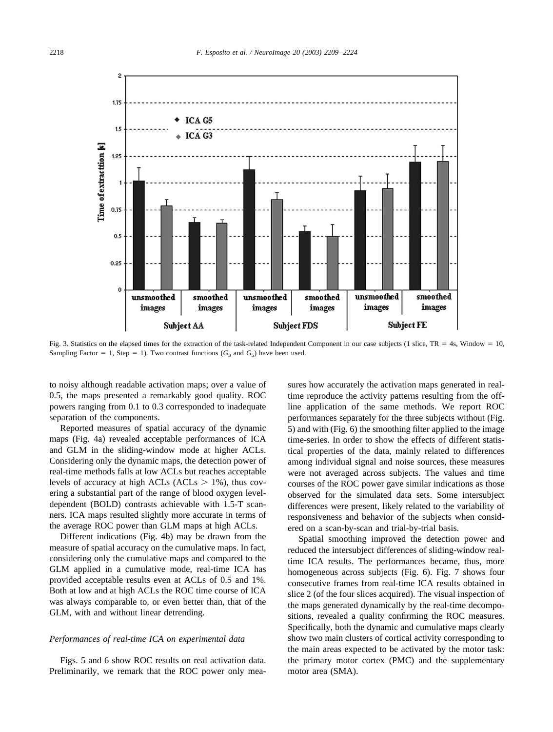Fig. 3. Statistics on the elapsed times for the extraction of the task-related Independent Component in our case subjects (1 slice, TR = 4s, Window = 10, Sampling Factor = 1, Step = 1). Two contrast functions ($G_3$ and $G_5$) have been used.

to noisy although readable activation maps; over a value of 0.5, the maps presented a remarkably good quality. ROC powers ranging from 0.1 to 0.3 corresponded to inadequate separation of the components.

Reported measures of spatial accuracy of the dynamic maps (Fig. 4a) revealed acceptable performances of ICA and GLM in the sliding-window mode at higher ACLs. Considering only the dynamic maps, the detection power of real-time methods falls at low ACLs but reaches acceptable levels of accuracy at high ACLs (ACLs > 1%), thus covering a substantial part of the range of blood oxygen level-dependent (BOLD) contrasts achievable with 1.5-T scanners. ICA maps resulted slightly more accurate in terms of the average ROC power than GLM maps at high ACLs.

Different indications (Fig. 4b) may be drawn from the measure of spatial accuracy on the cumulative maps. In fact, considering only the cumulative maps and compared to the GLM applied in a cumulative mode, real-time ICA has provided acceptable results even at ACLs of 0.5 and 1%. Both at low and at high ACLs the ROC time course of ICA was always comparable to, or even better than, that of the GLM, with and without linear detrending.

### *Performances of real-time ICA on experimental data*

Figs. 5 and 6 show ROC results on real activation data. Preliminarily, we remark that the ROC power only measures how accurately the activation maps generated in real-time reproduce the activity patterns resulting from the off-line application of the same methods. We report ROC performances separately for the three subjects without (Fig. 5) and with (Fig. 6) the smoothing filter applied to the image time-series. In order to show the effects of different statistical properties of the data, mainly related to differences among individual signal and noise sources, these measures were not averaged across subjects. The values and time courses of the ROC power gave similar indications as those observed for the simulated data sets. Some intersubject differences were present, likely related to the variability of responsiveness and behavior of the subjects when considered on a scan-by-scan and trial-by-trial basis.

Spatial smoothing improved the detection power and reduced the intersubject differences of sliding-window real-time ICA results. The performances became, thus, more homogeneous across subjects (Fig. 6). Fig. 7 shows four consecutive frames from real-time ICA results obtained in slice 2 (of the four slices acquired). The visual inspection of the maps generated dynamically by the real-time decompositions, revealed a quality confirming the ROC measures. Specifically, both the dynamic and cumulative maps clearly show two main clusters of cortical activity corresponding to the main areas expected to be activated by the motor task: the primary motor cortex (PMC) and the supplementary motor area (SMA).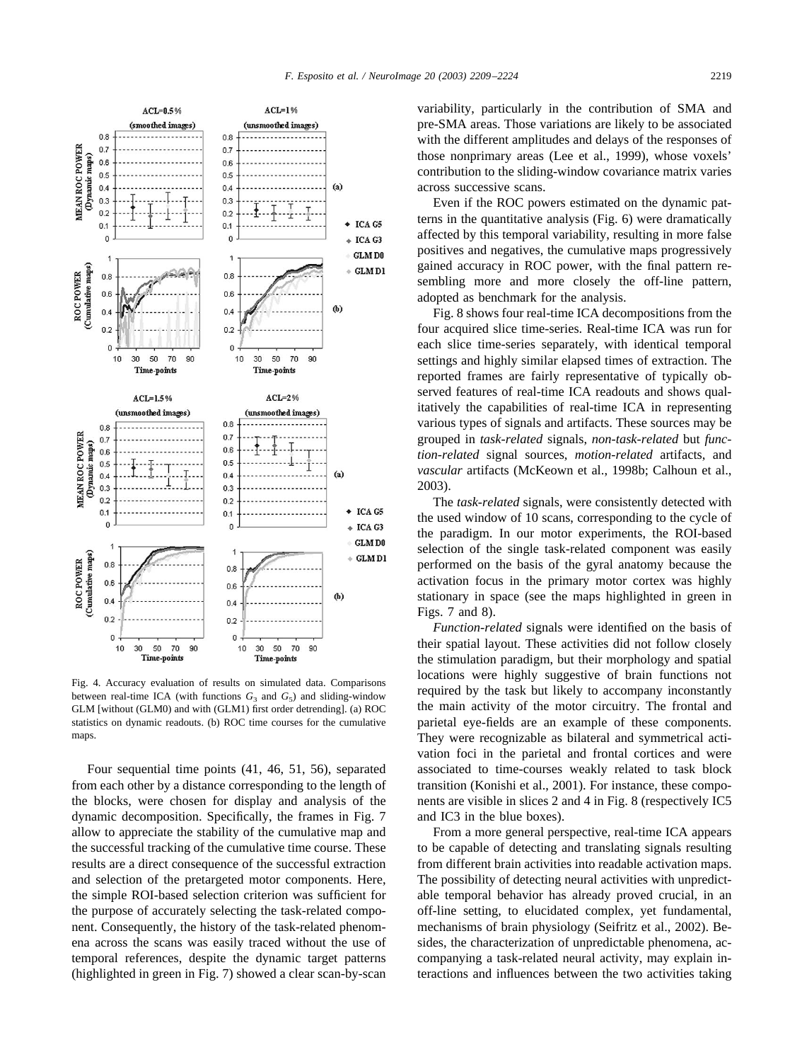Fig. 4. Accuracy evaluation of results on simulated data. Comparisons between real-time ICA (with functions $G_3$ and $G_5$) and sliding-window GLM [without (GLM0) and with (GLM1) first order detrending]. (a) ROC statistics on dynamic readouts. (b) ROC time courses for the cumulative maps.

Four sequential time points (41, 46, 51, 56), separated from each other by a distance corresponding to the length of the blocks, were chosen for display and analysis of the dynamic decomposition. Specifically, the frames in Fig. 7 allow to appreciate the stability of the cumulative map and the successful tracking of the cumulative time course. These results are a direct consequence of the successful extraction and selection of the pretargeted motor components. Here, the simple ROI-based selection criterion was sufficient for the purpose of accurately selecting the task-related component. Consequently, the history of the task-related phenomena across the scans was easily traced without the use of temporal references, despite the dynamic target patterns (highlighted in green in Fig. 7) showed a clear scan-by-scan variability, particularly in the contribution of SMA and pre-SMA areas. Those variations are likely to be associated with the different amplitudes and delays of the responses of those nonprimary areas (Lee et al., 1999), whose voxels' contribution to the sliding-window covariance matrix varies across successive scans.

Even if the ROC powers estimated on the dynamic patterns in the quantitative analysis (Fig. 6) were dramatically affected by this temporal variability, resulting in more false positives and negatives, the cumulative maps progressively gained accuracy in ROC power, with the final pattern resembling more and more closely the off-line pattern, adopted as benchmark for the analysis.

Fig. 8 shows four real-time ICA decompositions from the four acquired slice time-series. Real-time ICA was run for each slice time-series separately, with identical temporal settings and highly similar elapsed times of extraction. The reported frames are fairly representative of typically observed features of real-time ICA readouts and shows qualitatively the capabilities of real-time ICA in representing various types of signals and artifacts. These sources may be grouped in *task-related* signals, *non-task-related* but *function-related* signal sources, *motion-related* artifacts, and *vascular* artifacts (McKeown et al., 1998b; Calhoun et al., 2003).

The *task-related* signals, were consistently detected with the used window of 10 scans, corresponding to the cycle of the paradigm. In our motor experiments, the ROI-based selection of the single task-related component was easily performed on the basis of the gyral anatomy because the activation focus in the primary motor cortex was highly stationary in space (see the maps highlighted in green in Figs. 7 and 8).

*Function-related* signals were identified on the basis of their spatial layout. These activities did not follow closely the stimulation paradigm, but their morphology and spatial locations were highly suggestive of brain functions not required by the task but likely to accompany inconstantly the main activity of the motor circuitry. The frontal and parietal eye-fields are an example of these components. They were recognizable as bilateral and symmetrical activation foci in the parietal and frontal cortices and were associated to time-courses weakly related to task block transition (Konishi et al., 2001). For instance, these components are visible in slices 2 and 4 in Fig. 8 (respectively IC5 and IC3 in the blue boxes).

From a more general perspective, real-time ICA appears to be capable of detecting and translating signals resulting from different brain activities into readable activation maps. The possibility of detecting neural activities with unpredictable temporal behavior has already proved crucial, in an off-line setting, to elucidated complex, yet fundamental, mechanisms of brain physiology (Seifritz et al., 2002). Besides, the characterization of unpredictable phenomena, accompanying a task-related neural activity, may explain interactions and influences between the two activities taking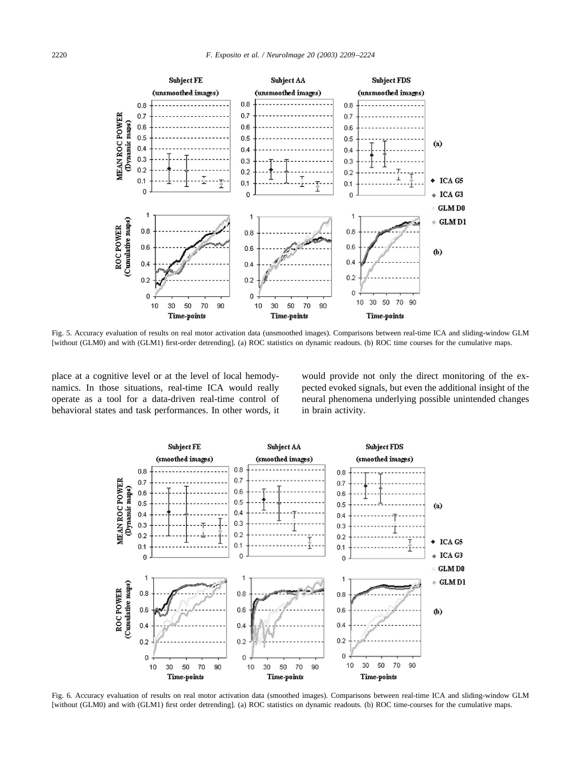Fig. 5. Accuracy evaluation of results on real motor activation data (unsmoothed images). Comparisons between real-time ICA and sliding-window GLM [without (GLM0) and with (GLM1) first-order detrending]. (a) ROC statistics on dynamic readouts. (b) ROC time courses for the cumulative maps.

place at a cognitive level or at the level of local hemodynamics. In those situations, real-time ICA would really operate as a tool for a data-driven real-time control of behavioral states and task performances. In other words, it would provide not only the direct monitoring of the expected evoked signals, but even the additional insight of the neural phenomena underlying possible unintended changes in brain activity.

Fig. 6. Accuracy evaluation of results on real motor activation data (smoothed images). Comparisons between real-time ICA and sliding-window GLM [without (GLM0) and with (GLM1) first order detrending]. (a) ROC statistics on dynamic readouts. (b) ROC time-courses for the cumulative maps.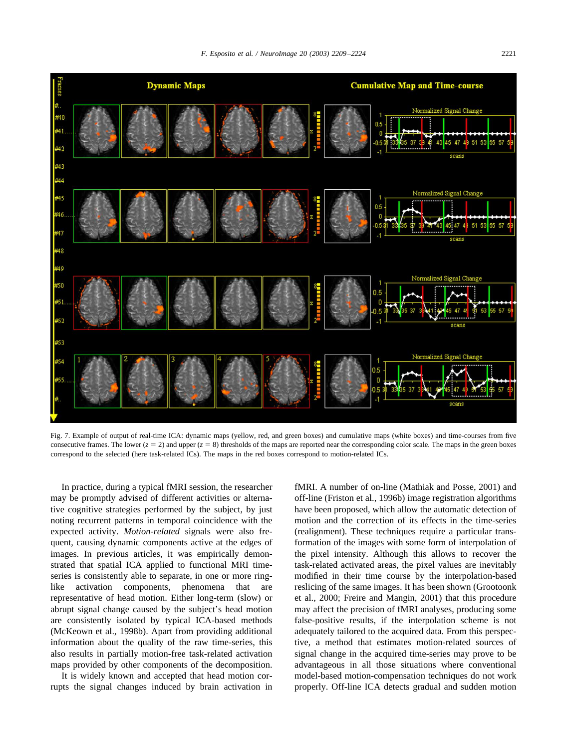Fig. 7. Example of output of real-time ICA: dynamic maps (yellow, red, and green boxes) and cumulative maps (white boxes) and time-courses from five consecutive frames. The lower ($z = 2$) and upper ($z = 8$) thresholds of the maps are reported near the corresponding color scale. The maps in the green boxes correspond to the selected (here task-related ICs). The maps in the red boxes correspond to motion-related ICs.

In practice, during a typical fMRI session, the researcher may be promptly advised of different activities or alternative cognitive strategies performed by the subject, by just noting recurrent patterns in temporal coincidence with the expected activity. *Motion-related* signals were also frequent, causing dynamic components active at the edges of images. In previous articles, it was empirically demonstrated that spatial ICA applied to functional MRI time-series is consistently able to separate, in one or more ring-like activation components, phenomena that are representative of head motion. Either long-term (slow) or abrupt signal change caused by the subject's head motion are consistently isolated by typical ICA-based methods (McKeown et al., 1998b). Apart from providing additional information about the quality of the raw time-series, this also results in partially motion-free task-related activation maps provided by other components of the decomposition.

It is widely known and accepted that head motion corrupts the signal changes induced by brain activation in fMRI. A number of on-line (Mathiak and Posse, 2001) and off-line (Friston et al., 1996b) image registration algorithms have been proposed, which allow the automatic detection of motion and the correction of its effects in the time-series (realignment). These techniques require a particular transformation of the images with some form of interpolation of the pixel intensity. Although this allows to recover the task-related activated areas, the pixel values are inevitably modified in their time course by the interpolation-based reslicing of the same images. It has been shown (Grootoonk et al., 2000; Freire and Mangin, 2001) that this procedure may affect the precision of fMRI analyses, producing some false-positive results, if the interpolation scheme is not adequately tailored to the acquired data. From this perspective, a method that estimates motion-related sources of signal change in the acquired time-series may prove to be advantageous in all those situations where conventional model-based motion-compensation techniques do not work properly. Off-line ICA detects gradual and sudden motion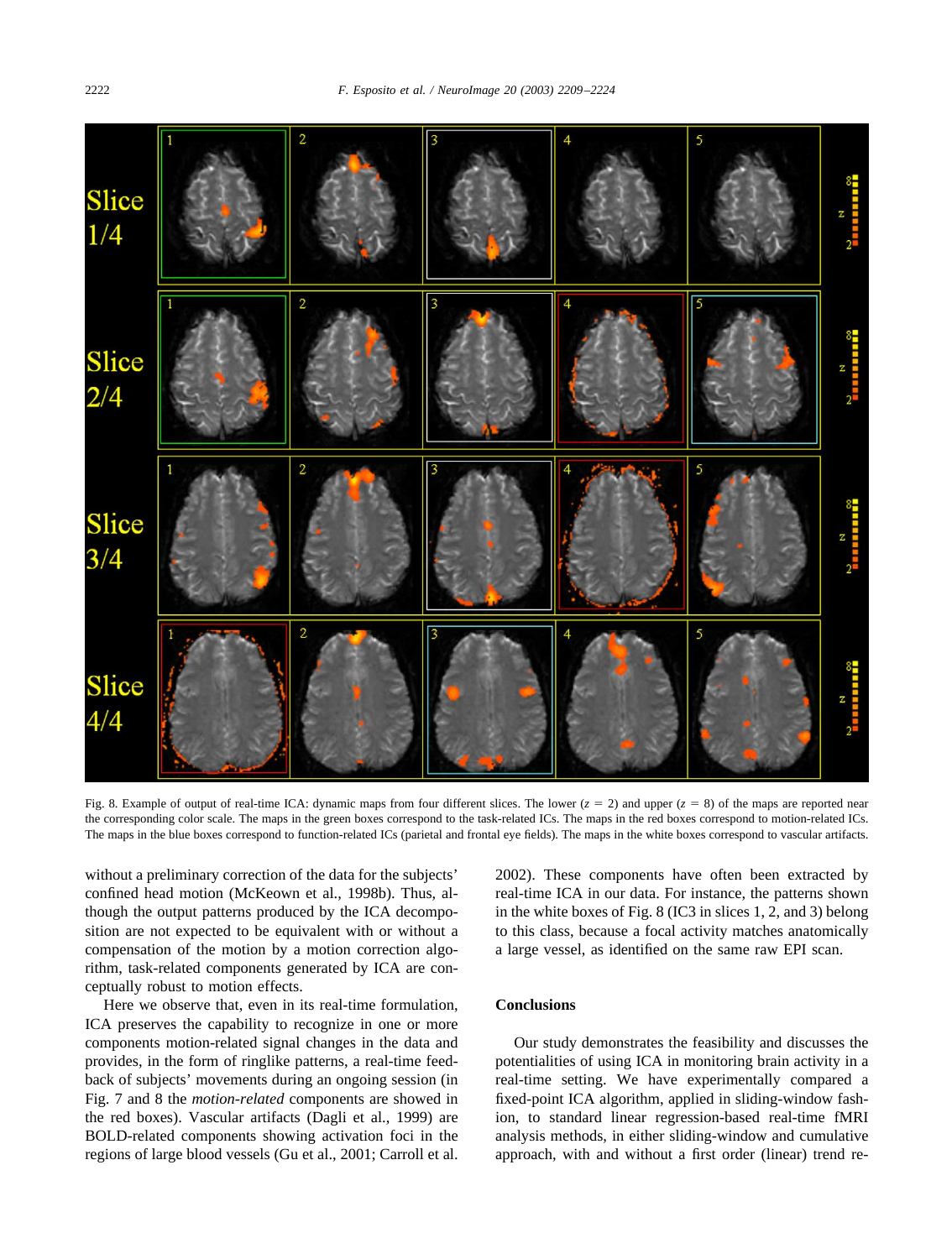Fig. 8. Example of output of real-time ICA: dynamic maps from four different slices. The lower ($z = 2$) and upper ($z = 8$) of the maps are reported near the corresponding color scale. The maps in the green boxes correspond to the task-related ICs. The maps in the red boxes correspond to motion-related ICs. The maps in the blue boxes correspond to function-related ICs (parietal and frontal eye fields). The maps in the white boxes correspond to vascular artifacts.

without a preliminary correction of the data for the subjects' confined head motion (McKeown et al., 1998b). Thus, although the output patterns produced by the ICA decomposition are not expected to be equivalent with or without a compensation of the motion by a motion correction algorithm, task-related components generated by ICA are conceptually robust to motion effects.

Here we observe that, even in its real-time formulation, ICA preserves the capability to recognize in one or more components motion-related signal changes in the data and provides, in the form of ringlike patterns, a real-time feedback of subjects' movements during an ongoing session (in Fig. 7 and 8 the *motion-related* components are showed in the red boxes). Vascular artifacts (Dagli et al., 1999) are BOLD-related components showing activation foci in the regions of large blood vessels (Gu et al., 2001; Carroll et al. 2002). These components have often been extracted by real-time ICA in our data. For instance, the patterns shown in the white boxes of Fig. 8 (IC3 in slices 1, 2, and 3) belong to this class, because a focal activity matches anatomically a large vessel, as identified on the same raw EPI scan.

## Conclusions

Our study demonstrates the feasibility and discusses the potentialities of using ICA in monitoring brain activity in a real-time setting. We have experimentally compared a fixed-point ICA algorithm, applied in sliding-window fashion, to standard linear regression-based real-time fMRI analysis methods, in either sliding-window and cumulative approach, with and without a first order (linear) trend re-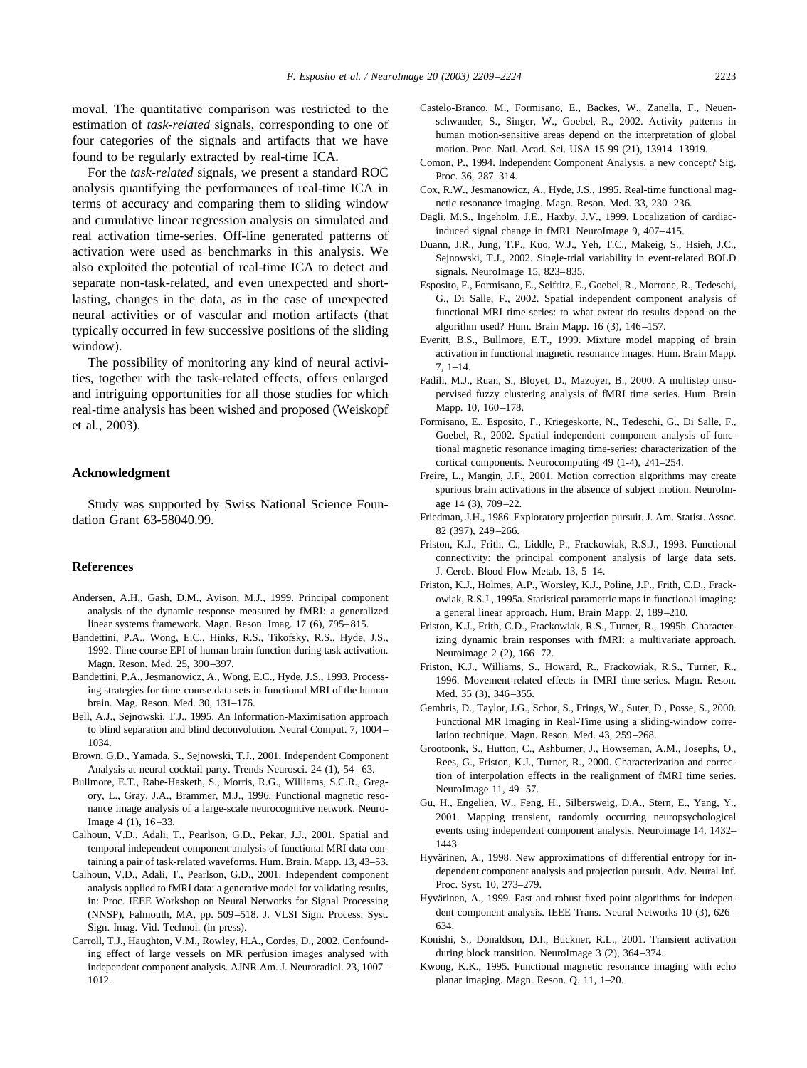moval. The quantitative comparison was restricted to the estimation of *task-related* signals, corresponding to one of four categories of the signals and artifacts that we have found to be regularly extracted by real-time ICA.

For the *task-related* signals, we present a standard ROC analysis quantifying the performances of real-time ICA in terms of accuracy and comparing them to sliding window and cumulative linear regression analysis on simulated and real activation time-series. Off-line generated patterns of activation were used as benchmarks in this analysis. We also exploited the potential of real-time ICA to detect and separate non-task-related, and even unexpected and short-lasting, changes in the data, as in the case of unexpected neural activities or of vascular and motion artifacts (that typically occurred in few successive positions of the sliding window).

The possibility of monitoring any kind of neural activities, together with the task-related effects, offers enlarged and intriguing opportunities for all those studies for which real-time analysis has been wished and proposed (Weiskopf et al., 2003).

## Acknowledgment

Study was supported by Swiss National Science Foundation Grant 63-58040.99.

## References

Andersen, A.H., Gash, D.M., Avison, M.J., 1999. Principal component analysis of the dynamic response measured by fMRI: a generalized linear systems framework. Magn. Reson. Imag. 17 (6), 795–815.

Bandettini, P.A., Wong, E.C., Hinks, R.S., Tikofsky, R.S., Hyde, J.S., 1992. Time course EPI of human brain function during task activation. Magn. Reson. Med. 25, 390–397.

Bandettini, P.A., Jesmanowicz, A., Wong, E.C., Hyde, J.S., 1993. Processing strategies for time-course data sets in functional MRI of the human brain. Mag. Reson. Med. 30, 131–176.

Bell, A.J., Sejnowski, T.J., 1995. An Information-Maximisation approach to blind separation and blind deconvolution. Neural Comput. 7, 1004–1034.

Brown, G.D., Yamada, S., Sejnowski, T.J., 2001. Independent Component Analysis at neural cocktail party. Trends Neurosci. 24 (1), 54–63.

Bullmore, E.T., Rabe-Hasketh, S., Morris, R.G., Williams, S.C.R., Gregory, L., Gray, J.A., Brammer, M.J., 1996. Functional magnetic resonance image analysis of a large-scale neurocognitive network. NeuroImage 4 (1), 16–33.

Calhoun, V.D., Adali, T., Pearlson, G.D., Pekar, J.J., 2001. Spatial and temporal independent component analysis of functional MRI data containing a pair of task-related waveforms. Hum. Brain. Mapp. 13, 43–53.

Calhoun, V.D., Adali, T., Pearlson, G.D., 2001. Independent component analysis applied to fMRI data: a generative model for validating results, in: Proc. IEEE Workshop on Neural Networks for Signal Processing (NNSP), Falmouth, MA, pp. 509–518. J. VLSI Sign. Process. Syst. Sign. Imag. Vid. Technol. (in press).

Carroll, T.J., Haughton, V.M., Rowley, H.A., Cordes, D., 2002. Confounding effect of large vessels on MR perfusion images analysed with independent component analysis. AJNR Am. J. Neuroradiol. 23, 1007–1012.

Castelo-Branco, M., Formisano, E., Backes, W., Zanella, F., Neuenschwander, S., Singer, W., Goebel, R., 2002. Activity patterns in human motion-sensitive areas depend on the interpretation of global motion. Proc. Natl. Acad. Sci. USA 15 99 (21), 13914–13919.

Comon, P., 1994. Independent Component Analysis, a new concept? Sig. Proc. 36, 287–314.

Cox, R.W., Jesmanowicz, A., Hyde, J.S., 1995. Real-time functional magnetic resonance imaging. Magn. Reson. Med. 33, 230–236.

Dagli, M.S., Ingeholm, J.E., Haxby, J.V., 1999. Localization of cardiac-induced signal change in fMRI. NeuroImage 9, 407–415.

Duann, J.R., Jung, T.P., Kuo, W.J., Yeh, T.C., Makeig, S., Hsieh, J.C., Sejnowski, T.J., 2002. Single-trial variability in event-related BOLD signals. NeuroImage 15, 823–835.

Esposito, F., Formisano, E., Seifritz, E., Goebel, R., Morrone, R., Tedeschi, G., Di Salle, F., 2002. Spatial independent component analysis of functional MRI time-series: to what extent do results depend on the algorithm used? Hum. Brain Mapp. 16 (3), 146–157.

Everitt, B.S., Bullmore, E.T., 1999. Mixture model mapping of brain activation in functional magnetic resonance images. Hum. Brain Mapp. 7, 1–14.

Fadili, M.J., Ruan, S., Bloyet, D., Mazoyer, B., 2000. A multistep unsupervised fuzzy clustering analysis of fMRI time series. Hum. Brain Mapp. 10, 160–178.

Formisano, E., Esposito, F., Kriegeskorte, N., Tedeschi, G., Di Salle, F., Goebel, R., 2002. Spatial independent component analysis of functional magnetic resonance imaging time-series: characterization of the cortical components. Neurocomputing 49 (1-4), 241–254.

Freire, L., Mangin, J.F., 2001. Motion correction algorithms may create spurious brain activations in the absence of subject motion. NeuroImage 14 (3), 709–22.

Friedman, J.H., 1986. Exploratory projection pursuit. J. Am. Statist. Assoc. 82 (397), 249–266.

Friston, K.J., Frith, C., Liddle, P., Frackowiak, R.S.J., 1993. Functional connectivity: the principal component analysis of large data sets. J. Cereb. Blood Flow Metab. 13, 5–14.

Friston, K.J., Holmes, A.P., Worsley, K.J., Poline, J.P., Frith, C.D., Frackowiak, R.S.J., 1995a. Statistical parametric maps in functional imaging: a general linear approach. Hum. Brain Mapp. 2, 189–210.

Friston, K.J., Frith, C.D., Frackowiak, R.S., Turner, R., 1995b. Characterizing dynamic brain responses with fMRI: a multivariate approach. Neuroimage 2 (2), 166–72.

Friston, K.J., Williams, S., Howard, R., Frackowiak, R.S., Turner, R., 1996. Movement-related effects in fMRI time-series. Magn. Reson. Med. 35 (3), 346–355.

Gembris, D., Taylor, J.G., Schor, S., Frings, W., Suter, D., Posse, S., 2000. Functional MR Imaging in Real-Time using a sliding-window correlation technique. Magn. Reson. Med. 43, 259–268.

Grootoonk, S., Hutton, C., Ashburner, J., Howseman, A.M., Josephs, O., Rees, G., Friston, K.J., Turner, R., 2000. Characterization and correction of interpolation effects in the realignment of fMRI time series. NeuroImage 11, 49–57.

Gu, H., Engelien, W., Feng, H., Silbersweig, D.A., Stern, E., Yang, Y., 2001. Mapping transient, randomly occurring neuropsychological events using independent component analysis. Neuroimage 14, 1432–1443.

Hyvärinen, A., 1998. New approximations of differential entropy for independent component analysis and projection pursuit. Adv. Neural Inf. Proc. Syst. 10, 273–279.

Hyvärinen, A., 1999. Fast and robust fixed-point algorithms for independent component analysis. IEEE Trans. Neural Networks 10 (3), 626–634.

Konishi, S., Donaldson, D.I., Buckner, R.L., 2001. Transient activation during block transition. NeuroImage 3 (2), 364–374.

Kwong, K.K., 1995. Functional magnetic resonance imaging with echo planar imaging. Magn. Reson. Q. 11, 1–20.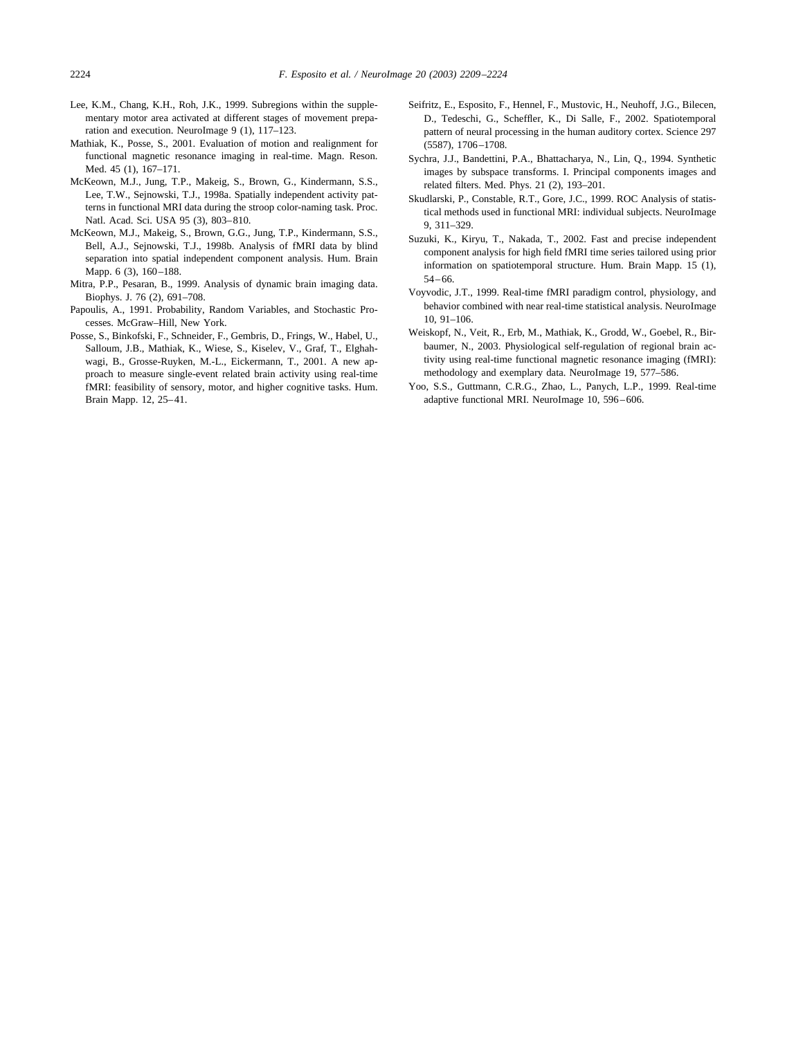Lee, K.M., Chang, K.H., Roh, J.K., 1999. Subregions within the supplementary motor area activated at different stages of movement preparation and execution. NeuroImage 9 (1), 117–123.

Mathiak, K., Posse, S., 2001. Evaluation of motion and realignment for functional magnetic resonance imaging in real-time. Magn. Reson. Med. 45 (1), 167–171.

McKeown, M.J., Jung, T.P., Makeig, S., Brown, G., Kindermann, S.S., Lee, T.W., Sejnowski, T.J., 1998a. Spatially independent activity patterns in functional MRI data during the stroop color-naming task. Proc. Natl. Acad. Sci. USA 95 (3), 803–810.

McKeown, M.J., Makeig, S., Brown, G.G., Jung, T.P., Kindermann, S.S., Bell, A.J., Sejnowski, T.J., 1998b. Analysis of fMRI data by blind separation into spatial independent component analysis. Hum. Brain Mapp. 6 (3), 160–188.

Mitra, P.P., Pesaran, B., 1999. Analysis of dynamic brain imaging data. Biophys. J. 76 (2), 691–708.

Papoulis, A., 1991. Probability, Random Variables, and Stochastic Processes. McGraw–Hill, New York.

Posse, S., Binkofski, F., Schneider, F., Gembris, D., Frings, W., Habel, U., Salloum, J.B., Mathiak, K., Wiese, S., Kiselev, V., Graf, T., Elghahwagi, B., Grosse-Ruyken, M.-L., Eickermann, T., 2001. A new approach to measure single-event related brain activity using real-time fMRI: feasibility of sensory, motor, and higher cognitive tasks. Hum. Brain Mapp. 12, 25–41.

Seifritz, E., Esposito, F., Hennel, F., Mustovic, H., Neuhoff, J.G., Bilecen, D., Tedeschi, G., Scheffler, K., Di Salle, F., 2002. Spatiotemporal pattern of neural processing in the human auditory cortex. Science 297 (5587), 1706–1708.

Sychra, J.J., Bandettini, P.A., Bhattacharya, N., Lin, Q., 1994. Synthetic images by subspace transforms. I. Principal components images and related filters. Med. Phys. 21 (2), 193–201.

Skudlarski, P., Constable, R.T., Gore, J.C., 1999. ROC Analysis of statistical methods used in functional MRI: individual subjects. NeuroImage 9, 311–329.

Suzuki, K., Kiryu, T., Nakada, T., 2002. Fast and precise independent component analysis for high field fMRI time series tailored using prior information on spatiotemporal structure. Hum. Brain Mapp. 15 (1), 54–66.

Voyvodic, J.T., 1999. Real-time fMRI paradigm control, physiology, and behavior combined with near real-time statistical analysis. NeuroImage 10, 91–106.

Weiskopf, N., Veit, R., Erb, M., Mathiak, K., Grodd, W., Goebel, R., Birbaumer, N., 2003. Physiological self-regulation of regional brain activity using real-time functional magnetic resonance imaging (fMRI): methodology and exemplary data. NeuroImage 19, 577–586.

Yoo, S.S., Guttmann, C.R.G., Zhao, L., Panych, L.P., 1999. Real-time adaptive functional MRI. NeuroImage 10, 596–606.